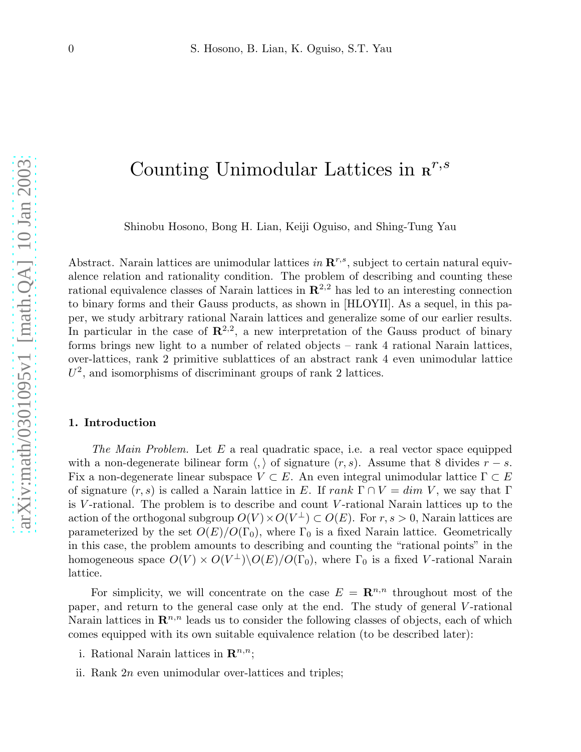# Counting Unimodular Lattices in $\mathbf{R}^{r,s}$

Shinobu Hosono, Bong H. Lian, Keiji Oguiso, and Shing-Tung Yau

Abstract. Narain lattices are unimodular lattices *in* $\mathbf{R}^{r,s}$, subject to certain natural equivalence relation and rationality condition. The problem of describing and counting these rational equivalence classes of Narain lattices in $\mathbf{R}^{2,2}$ has led to an interesting connection to binary forms and their Gauss products, as shown in [HLOYII]. As a sequel, in this paper, we study arbitrary rational Narain lattices and generalize some of our earlier results. In particular in the case of $\mathbf{R}^{2,2}$, a new interpretation of the Gauss product of binary forms brings new light to a number of related objects – rank 4 rational Narain lattices, over-lattices, rank 2 primitive sublattices of an abstract rank 4 even unimodular lattice $U^2$, and isomorphisms of discriminant groups of rank 2 lattices.

## 1. Introduction

*The Main Problem.* Let $E$ a real quadratic space, i.e. a real vector space equipped with a non-degenerate bilinear form $\langle , \rangle$ of signature $(r, s)$. Assume that 8 divides $r - s$. Fix a non-degenerate linear subspace $V \subset E$. An even integral unimodular lattice $\Gamma \subset E$ of signature $(r, s)$ is called a Narain lattice in $E$. If $rank\ \Gamma \cap V = dim\ V$, we say that $\Gamma$ is $V$-rational. The problem is to describe and count $V$-rational Narain lattices up to the action of the orthogonal subgroup $O(V) \times O(V^\perp) \subset O(E)$. For $r, s > 0$, Narain lattices are parameterized by the set $O(E)/O(\Gamma_0)$, where $\Gamma_0$ is a fixed Narain lattice. Geometrically in this case, the problem amounts to describing and counting the "rational points" in the homogeneous space $O(V) \times O(V^\perp)\backslash O(E)/O(\Gamma_0)$, where $\Gamma_0$ is a fixed $V$-rational Narain lattice.

For simplicity, we will concentrate on the case $E = \mathbf{R}^{n,n}$ throughout most of the paper, and return to the general case only at the end. The study of general $V$-rational Narain lattices in $\mathbf{R}^{n,n}$ leads us to consider the following classes of objects, each of which comes equipped with its own suitable equivalence relation (to be described later):

i. Rational Narain lattices in $\mathbf{R}^{n,n}$;

ii. Rank $2n$ even unimodular over-lattices and triples;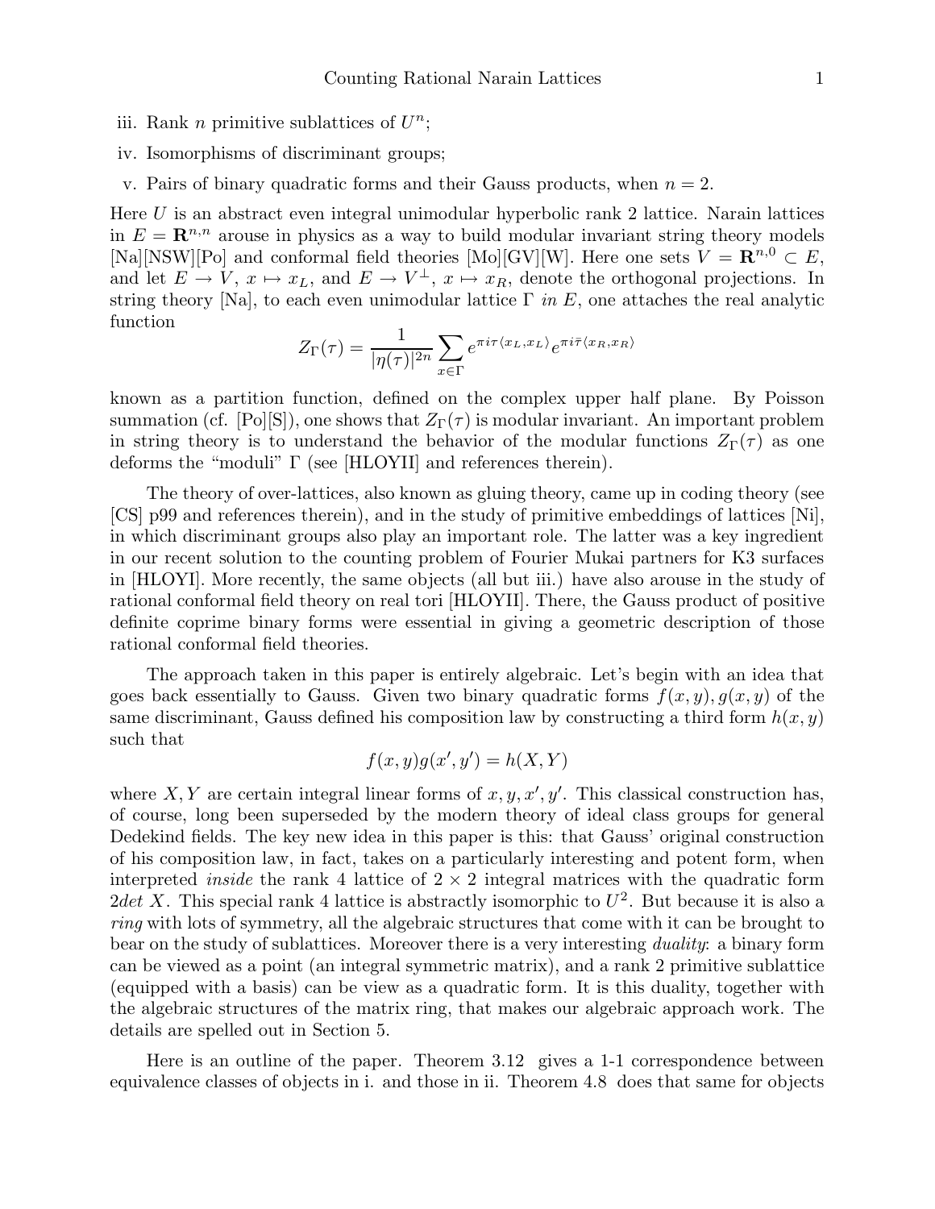iii. Rank $n$ primitive sublattices of $U^n$;

iv. Isomorphisms of discriminant groups;

v. Pairs of binary quadratic forms and their Gauss products, when $n = 2$.

Here $U$ is an abstract even integral unimodular hyperbolic rank 2 lattice. Narain lattices in $E = \mathbf{R}^{n,n}$ arouse in physics as a way to build modular invariant string theory models [Na][NSW][Po] and conformal field theories [Mo][GV][W]. Here one sets $V = \mathbf{R}^{n,0} \subset E$, and let $E \to V$, $x \mapsto x_L$, and $E \to V^\perp$, $x \mapsto x_R$, denote the orthogonal projections. In string theory [Na], to each even unimodular lattice $\Gamma$ *in* $E$, one attaches the real analytic function

$$Z_\Gamma(\tau) = \frac{1}{|\eta(\tau)|^{2n}} \sum_{x \in \Gamma} e^{\pi i \tau \langle x_L, x_L \rangle} e^{\pi i \bar{\tau} \langle x_R, x_R \rangle}$$

known as a partition function, defined on the complex upper half plane. By Poisson summation (cf. [Po][S]), one shows that $Z_\Gamma(\tau)$ is modular invariant. An important problem in string theory is to understand the behavior of the modular functions $Z_\Gamma(\tau)$ as one deforms the "moduli" $\Gamma$ (see [HLOYII] and references therein).

The theory of over-lattices, also known as gluing theory, came up in coding theory (see [CS] p99 and references therein), and in the study of primitive embeddings of lattices [Ni], in which discriminant groups also play an important role. The latter was a key ingredient in our recent solution to the counting problem of Fourier Mukai partners for K3 surfaces in [HLOYI]. More recently, the same objects (all but iii.) have also arouse in the study of rational conformal field theory on real tori [HLOYII]. There, the Gauss product of positive definite coprime binary forms were essential in giving a geometric description of those rational conformal field theories.

The approach taken in this paper is entirely algebraic. Let's begin with an idea that goes back essentially to Gauss. Given two binary quadratic forms $f(x, y), g(x, y)$ of the same discriminant, Gauss defined his composition law by constructing a third form $h(x, y)$ such that

$$f(x, y)g(x', y') = h(X, Y)$$

where $X, Y$ are certain integral linear forms of $x, y, x', y'$. This classical construction has, of course, long been superseded by the modern theory of ideal class groups for general Dedekind fields. The key new idea in this paper is this: that Gauss' original construction of his composition law, in fact, takes on a particularly interesting and potent form, when interpreted *inside* the rank 4 lattice of $2 \times 2$ integral matrices with the quadratic form $2det\ X$. This special rank 4 lattice is abstractly isomorphic to $U^2$. But because it is also a *ring* with lots of symmetry, all the algebraic structures that come with it can be brought to bear on the study of sublattices. Moreover there is a very interesting *duality*: a binary form can be viewed as a point (an integral symmetric matrix), and a rank 2 primitive sublattice (equipped with a basis) can be view as a quadratic form. It is this duality, together with the algebraic structures of the matrix ring, that makes our algebraic approach work. The details are spelled out in Section 5.

Here is an outline of the paper. Theorem 3.12 gives a 1-1 correspondence between equivalence classes of objects in i. and those in ii. Theorem 4.8 does that same for objects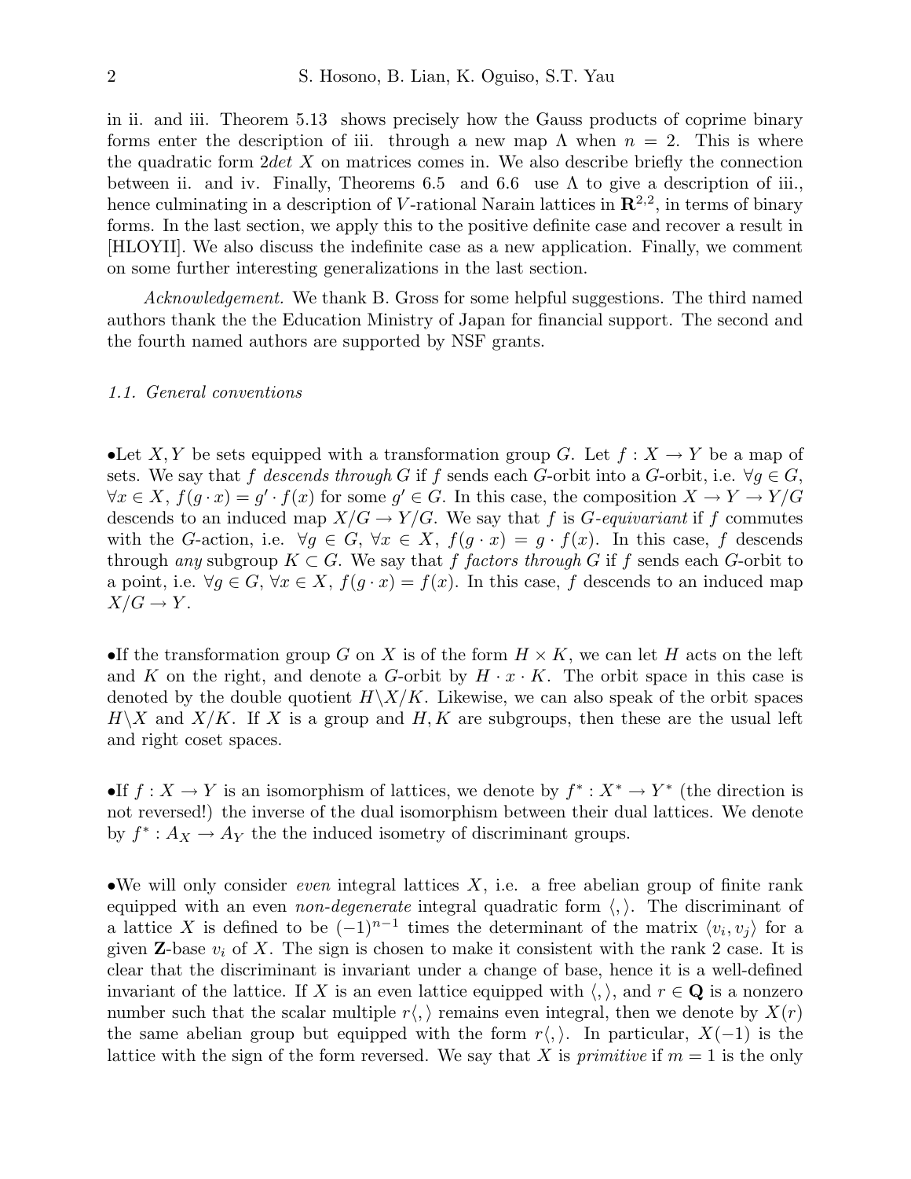in ii. and iii. Theorem 5.13 shows precisely how the Gauss products of coprime binary forms enter the description of iii. through a new map $\Lambda$ when $n = 2$. This is where the quadratic form $2det\ X$ on matrices comes in. We also describe briefly the connection between ii. and iv. Finally, Theorems 6.5 and 6.6 use $\Lambda$ to give a description of iii., hence culminating in a description of $V$-rational Narain lattices in $\mathbf{R}^{2,2}$, in terms of binary forms. In the last section, we apply this to the positive definite case and recover a result in [HLOYII]. We also discuss the indefinite case as a new application. Finally, we comment on some further interesting generalizations in the last section.

*Acknowledgement.* We thank B. Gross for some helpful suggestions. The third named authors thank the the Education Ministry of Japan for financial support. The second and the fourth named authors are supported by NSF grants.

### *1.1. General conventions*

•Let $X, Y$ be sets equipped with a transformation group $G$. Let $f : X \to Y$ be a map of sets. We say that $f$ *descends through* $G$ if $f$ sends each $G$-orbit into a $G$-orbit, i.e. $\forall g \in G$, $\forall x \in X$, $f(g \cdot x) = g' \cdot f(x)$ for some $g' \in G$. In this case, the composition $X \to Y \to Y/G$ descends to an induced map $X/G \to Y/G$. We say that $f$ is $G$*-equivariant* if $f$ commutes with the $G$-action, i.e. $\forall g \in G$, $\forall x \in X$, $f(g \cdot x) = g \cdot f(x)$. In this case, $f$ descends through *any* subgroup $K \subset G$. We say that $f$ *factors through* $G$ if $f$ sends each $G$-orbit to a point, i.e. $\forall g \in G$, $\forall x \in X$, $f(g \cdot x) = f(x)$. In this case, $f$ descends to an induced map $X/G \to Y$.

•If the transformation group $G$ on $X$ is of the form $H \times K$, we can let $H$ acts on the left and $K$ on the right, and denote a $G$-orbit by $H \cdot x \cdot K$. The orbit space in this case is denoted by the double quotient $H\backslash X/K$. Likewise, we can also speak of the orbit spaces $H\backslash X$ and $X/K$. If $X$ is a group and $H, K$ are subgroups, then these are the usual left and right coset spaces.

•If $f : X \to Y$ is an isomorphism of lattices, we denote by $f^* : X^* \to Y^*$ (the direction is not reversed!) the inverse of the dual isomorphism between their dual lattices. We denote by $f^* : A_X \to A_Y$ the the induced isometry of discriminant groups.

•We will only consider *even* integral lattices $X$, i.e. a free abelian group of finite rank equipped with an even *non-degenerate* integral quadratic form $\langle , \rangle$. The discriminant of a lattice $X$ is defined to be $(-1)^{n-1}$ times the determinant of the matrix $\langle v_i, v_j \rangle$ for a given $\mathbf{Z}$-base $v_i$ of $X$. The sign is chosen to make it consistent with the rank 2 case. It is clear that the discriminant is invariant under a change of base, hence it is a well-defined invariant of the lattice. If $X$ is an even lattice equipped with $\langle , \rangle$, and $r \in \mathbf{Q}$ is a nonzero number such that the scalar multiple $r\langle , \rangle$ remains even integral, then we denote by $X(r)$ the same abelian group but equipped with the form $r\langle , \rangle$. In particular, $X(-1)$ is the lattice with the sign of the form reversed. We say that $X$ is *primitive* if $m = 1$ is the only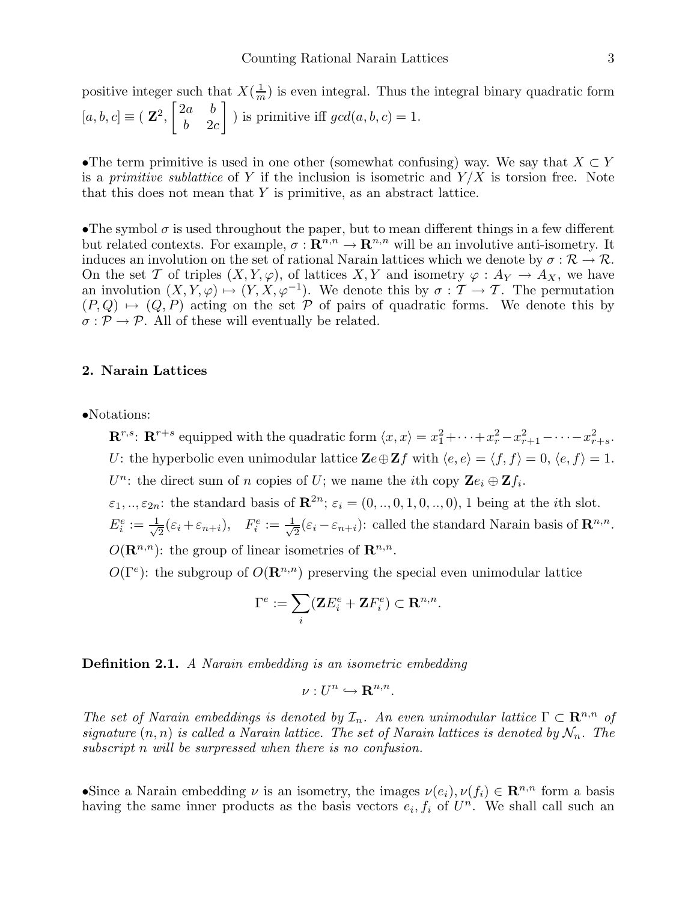positive integer such that $X(\frac{1}{m})$ is even integral. Thus the integral binary quadratic form $[a,b,c] \equiv ( \mathbf{Z}^2, \begin{bmatrix} 2a & b \\ b & 2c \end{bmatrix} )$ is primitive iff $gcd(a,b,c) = 1$.

•The term primitive is used in one other (somewhat confusing) way. We say that $X \subset Y$ is a *primitive sublattice* of $Y$ if the inclusion is isometric and $Y/X$ is torsion free. Note that this does not mean that $Y$ is primitive, as an abstract lattice.

•The symbol $\sigma$ is used throughout the paper, but to mean different things in a few different but related contexts. For example, $\sigma : \mathbf{R}^{n,n} \to \mathbf{R}^{n,n}$ will be an involutive anti-isometry. It induces an involution on the set of rational Narain lattices which we denote by $\sigma : \mathcal{R} \to \mathcal{R}$. On the set $\mathcal{T}$ of triples $(X, Y, \varphi)$, of lattices $X, Y$ and isometry $\varphi : A_Y \to A_X$, we have an involution $(X, Y, \varphi) \mapsto (Y, X, \varphi^{-1})$. We denote this by $\sigma : \mathcal{T} \to \mathcal{T}$. The permutation $(P, Q) \mapsto (Q, P)$ acting on the set $\mathcal{P}$ of pairs of quadratic forms. We denote this by $\sigma : \mathcal{P} \to \mathcal{P}$. All of these will eventually be related.

## 2. Narain Lattices

•Notations:

$\mathbf{R}^{r,s}$: $\mathbf{R}^{r+s}$ equipped with the quadratic form $\langle x, x \rangle = x_1^2 + \cdots + x_r^2 - x_{r+1}^2 - \cdots - x_{r+s}^2$.

$U$: the hyperbolic even unimodular lattice $\mathbf{Z}e \oplus \mathbf{Z}f$ with $\langle e, e \rangle = \langle f, f \rangle = 0$, $\langle e, f \rangle = 1$.

$U^n$: the direct sum of $n$ copies of $U$; we name the $i$th copy $\mathbf{Z}e_i \oplus \mathbf{Z}f_i$.

$\varepsilon_1, .., \varepsilon_{2n}$: the standard basis of $\mathbf{R}^{2n}$; $\varepsilon_i = (0, .., 0, 1, 0, .., 0)$, 1 being at the $i$th slot.

$E_i^e := \frac{1}{\sqrt{2}}(\varepsilon_i + \varepsilon_{n+i})$, $\quad F_i^e := \frac{1}{\sqrt{2}}(\varepsilon_i - \varepsilon_{n+i})$: called the standard Narain basis of $\mathbf{R}^{n,n}$.

$O(\mathbf{R}^{n,n})$: the group of linear isometries of $\mathbf{R}^{n,n}$.

$O(\Gamma^e)$: the subgroup of $O(\mathbf{R}^{n,n})$ preserving the special even unimodular lattice

$$\Gamma^e := \sum_i (\mathbf{Z}E_i^e + \mathbf{Z}F_i^e) \subset \mathbf{R}^{n,n}.$$

**Definition 2.1.** *A Narain embedding is an isometric embedding*

$$\nu : U^n \hookrightarrow \mathbf{R}^{n,n}.$$

*The set of Narain embeddings is denoted by $\mathcal{I}_n$. An even unimodular lattice $\Gamma \subset \mathbf{R}^{n,n}$ of signature $(n,n)$ is called a Narain lattice. The set of Narain lattices is denoted by $\mathcal{N}_n$. The subscript n will be surpressed when there is no confusion.*

•Since a Narain embedding $\nu$ is an isometry, the images $\nu(e_i), \nu(f_i) \in \mathbf{R}^{n,n}$ form a basis having the same inner products as the basis vectors $e_i, f_i$ of $U^n$. We shall call such an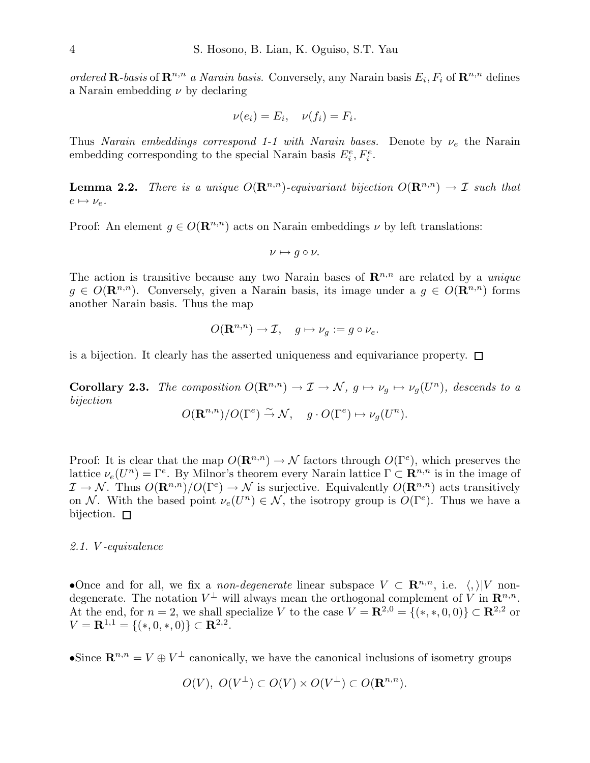*ordered* $\mathbf{R}$*-basis* of $\mathbf{R}^{n,n}$ *a Narain basis.* Conversely, any Narain basis $E_i, F_i$ of $\mathbf{R}^{n,n}$ defines a Narain embedding $\nu$ by declaring

$$\nu(e_i) = E_i, \quad \nu(f_i) = F_i.$$

Thus *Narain embeddings correspond 1-1 with Narain bases.* Denote by $\nu_e$ the Narain embedding corresponding to the special Narain basis $E_i^e, F_i^e$.

**Lemma 2.2.** *There is a unique* $O(\mathbf{R}^{n,n})$*-equivariant bijection* $O(\mathbf{R}^{n,n}) \to \mathcal{I}$ *such that* $e \mapsto \nu_e$.

Proof: An element $g \in O(\mathbf{R}^{n,n})$ acts on Narain embeddings $\nu$ by left translations:

$$\nu \mapsto g \circ \nu.$$

The action is transitive because any two Narain bases of $\mathbf{R}^{n,n}$ are related by a *unique* $g \in O(\mathbf{R}^{n,n})$. Conversely, given a Narain basis, its image under a $g \in O(\mathbf{R}^{n,n})$ forms another Narain basis. Thus the map

$$O(\mathbf{R}^{n,n}) \to \mathcal{I}, \quad g \mapsto \nu_g := g \circ \nu_e.$$

is a bijection. It clearly has the asserted uniqueness and equivariance property. $\square$

**Corollary 2.3.** *The composition* $O(\mathbf{R}^{n,n}) \to \mathcal{I} \to \mathcal{N}$, $g \mapsto \nu_g \mapsto \nu_g(U^n)$*, descends to a bijection*

$$O(\mathbf{R}^{n,n})/O(\Gamma^e) \xrightarrow{\sim} \mathcal{N}, \quad g \cdot O(\Gamma^e) \mapsto \nu_g(U^n).$$

Proof: It is clear that the map $O(\mathbf{R}^{n,n}) \to \mathcal{N}$ factors through $O(\Gamma^e)$, which preserves the lattice $\nu_e(U^n) = \Gamma^e$. By Milnor's theorem every Narain lattice $\Gamma \subset \mathbf{R}^{n,n}$ is in the image of $\mathcal{I} \to \mathcal{N}$. Thus $O(\mathbf{R}^{n,n})/O(\Gamma^e) \to \mathcal{N}$ is surjective. Equivalently $O(\mathbf{R}^{n,n})$ acts transitively on $\mathcal{N}$. With the based point $\nu_e(U^n) \in \mathcal{N}$, the isotropy group is $O(\Gamma^e)$. Thus we have a bijection. $\square$

*2.1. V-equivalence*

•Once and for all, we fix a *non-degenerate* linear subspace $V \subset \mathbf{R}^{n,n}$, i.e. $\langle , \rangle|V$ non-degenerate. The notation $V^\perp$ will always mean the orthogonal complement of $V$ in $\mathbf{R}^{n,n}$. At the end, for $n = 2$, we shall specialize $V$ to the case $V = \mathbf{R}^{2,0} = \{(*, *, 0, 0)\} \subset \mathbf{R}^{2,2}$ or $V = \mathbf{R}^{1,1} = \{(*, 0, *, 0)\} \subset \mathbf{R}^{2,2}$.

•Since $\mathbf{R}^{n,n} = V \oplus V^\perp$ canonically, we have the canonical inclusions of isometry groups

$$O(V),\ O(V^\perp) \subset O(V) \times O(V^\perp) \subset O(\mathbf{R}^{n,n}).$$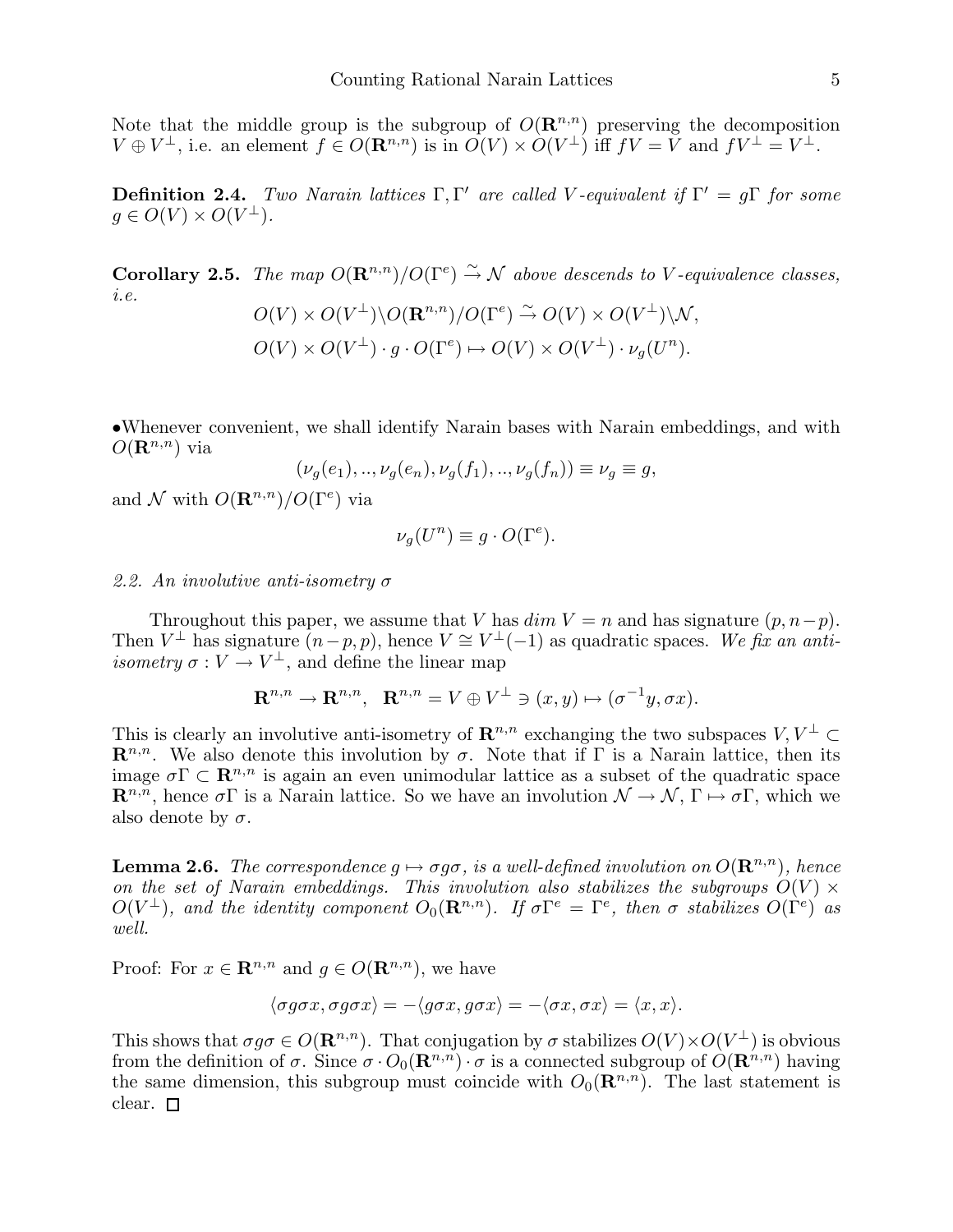Note that the middle group is the subgroup of $O(\mathbf{R}^{n,n})$ preserving the decomposition $V \oplus V^\perp$, i.e. an element $f \in O(\mathbf{R}^{n,n})$ is in $O(V) \times O(V^\perp)$ iff $fV = V$ and $fV^\perp = V^\perp$.

**Definition 2.4.** *Two Narain lattices $\Gamma, \Gamma'$ are called $V$-equivalent if $\Gamma' = g\Gamma$ for some $g \in O(V) \times O(V^\perp)$.*

**Corollary 2.5.** *The map $O(\mathbf{R}^{n,n})/O(\Gamma^e) \xrightarrow{\sim} \mathcal{N}$ above descends to $V$-equivalence classes, i.e.*

$$O(V) \times O(V^\perp) \backslash O(\mathbf{R}^{n,n})/O(\Gamma^e) \xrightarrow{\sim} O(V) \times O(V^\perp) \backslash \mathcal{N},$$
$$O(V) \times O(V^\perp) \cdot g \cdot O(\Gamma^e) \mapsto O(V) \times O(V^\perp) \cdot \nu_g(U^n).$$

•Whenever convenient, we shall identify Narain bases with Narain embeddings, and with $O(\mathbf{R}^{n,n})$ via

$$(\nu_g(e_1), .., \nu_g(e_n), \nu_g(f_1), .., \nu_g(f_n)) \equiv \nu_g \equiv g,$$

and $\mathcal{N}$ with $O(\mathbf{R}^{n,n})/O(\Gamma^e)$ via

$$\nu_g(U^n) \equiv g \cdot O(\Gamma^e).$$

*2.2. An involutive anti-isometry $\sigma$*

Throughout this paper, we assume that $V$ has $dim\ V = n$ and has signature $(p, n-p)$. Then $V^\perp$ has signature $(n-p, p)$, hence $V \cong V^\perp(-1)$ as quadratic spaces. *We fix an anti-isometry $\sigma : V \to V^\perp$*, and define the linear map

$$\mathbf{R}^{n,n} \to \mathbf{R}^{n,n}, \quad \mathbf{R}^{n,n} = V \oplus V^\perp \ni (x, y) \mapsto (\sigma^{-1}y, \sigma x).$$

This is clearly an involutive anti-isometry of $\mathbf{R}^{n,n}$ exchanging the two subspaces $V, V^\perp \subset \mathbf{R}^{n,n}$. We also denote this involution by $\sigma$. Note that if $\Gamma$ is a Narain lattice, then its image $\sigma\Gamma \subset \mathbf{R}^{n,n}$ is again an even unimodular lattice as a subset of the quadratic space $\mathbf{R}^{n,n}$, hence $\sigma\Gamma$ is a Narain lattice. So we have an involution $\mathcal{N} \to \mathcal{N}$, $\Gamma \mapsto \sigma\Gamma$, which we also denote by $\sigma$.

**Lemma 2.6.** *The correspondence $g \mapsto \sigma g \sigma$, is a well-defined involution on $O(\mathbf{R}^{n,n})$, hence on the set of Narain embeddings. This involution also stabilizes the subgroups $O(V) \times O(V^\perp)$, and the identity component $O_0(\mathbf{R}^{n,n})$. If $\sigma\Gamma^e = \Gamma^e$, then $\sigma$ stabilizes $O(\Gamma^e)$ as well.*

Proof: For $x \in \mathbf{R}^{n,n}$ and $g \in O(\mathbf{R}^{n,n})$, we have

$$\langle \sigma g \sigma x, \sigma g \sigma x \rangle = -\langle g \sigma x, g \sigma x \rangle = -\langle \sigma x, \sigma x \rangle = \langle x, x \rangle.$$

This shows that $\sigma g \sigma \in O(\mathbf{R}^{n,n})$. That conjugation by $\sigma$ stabilizes $O(V) \times O(V^\perp)$ is obvious from the definition of $\sigma$. Since $\sigma \cdot O_0(\mathbf{R}^{n,n}) \cdot \sigma$ is a connected subgroup of $O(\mathbf{R}^{n,n})$ having the same dimension, this subgroup must coincide with $O_0(\mathbf{R}^{n,n})$. The last statement is clear. □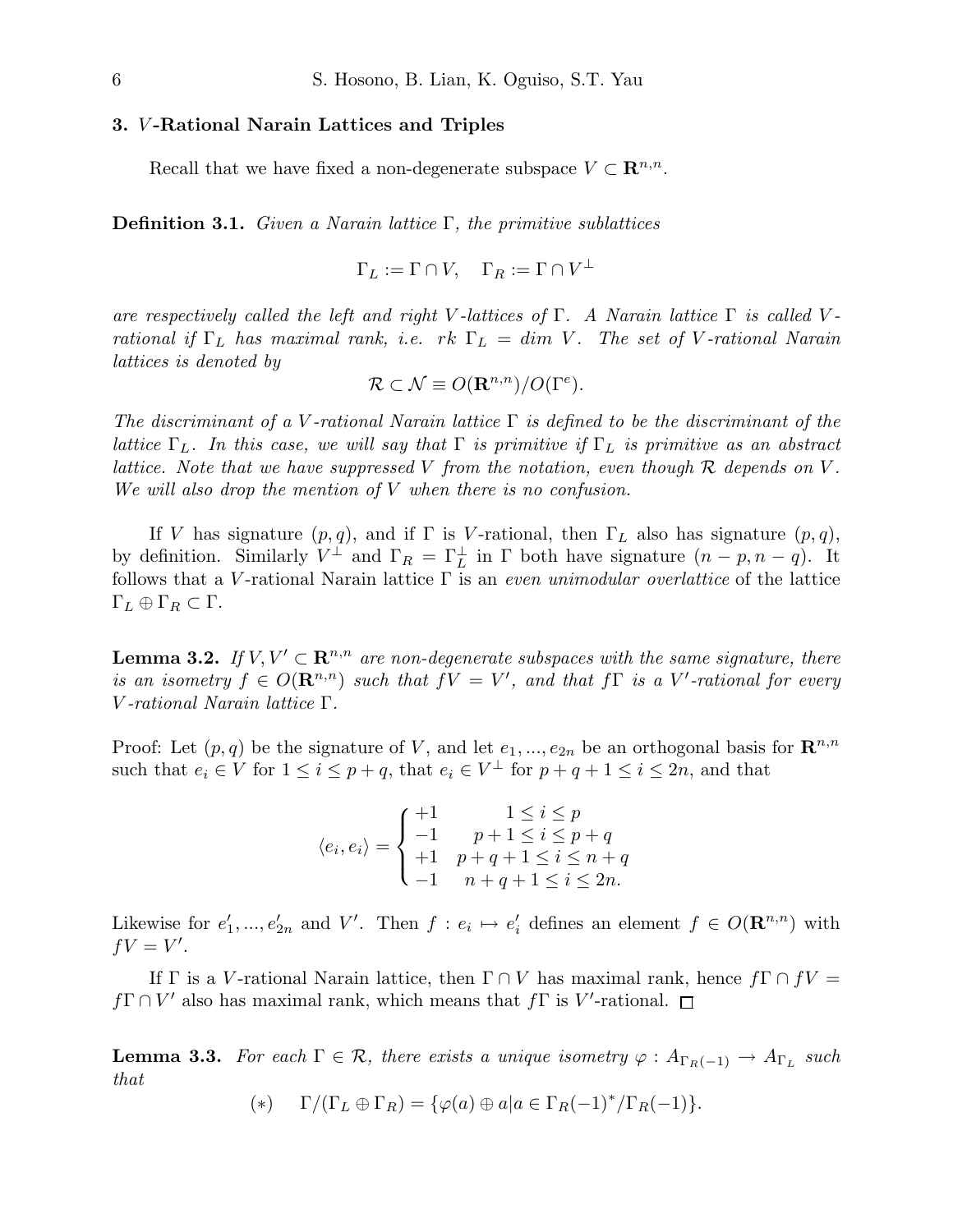## 3. $V$-Rational Narain Lattices and Triples

Recall that we have fixed a non-degenerate subspace $V \subset \mathbf{R}^{n,n}$.

**Definition 3.1.** *Given a Narain lattice $\Gamma$, the primitive sublattices*

$$\Gamma_L := \Gamma \cap V, \quad \Gamma_R := \Gamma \cap V^\perp$$

*are respectively called the left and right $V$-lattices of $\Gamma$. A Narain lattice $\Gamma$ is called $V$-rational if $\Gamma_L$ has maximal rank, i.e. $rk\ \Gamma_L = dim\ V$. The set of $V$-rational Narain lattices is denoted by*

$$\mathcal{R} \subset \mathcal{N} \equiv O(\mathbf{R}^{n,n})/O(\Gamma^e).$$

*The discriminant of a $V$-rational Narain lattice $\Gamma$ is defined to be the discriminant of the lattice $\Gamma_L$. In this case, we will say that $\Gamma$ is primitive if $\Gamma_L$ is primitive as an abstract lattice. Note that we have suppressed $V$ from the notation, even though $\mathcal{R}$ depends on $V$. We will also drop the mention of $V$ when there is no confusion.*

If $V$ has signature $(p, q)$, and if $\Gamma$ is $V$-rational, then $\Gamma_L$ also has signature $(p, q)$, by definition. Similarly $V^\perp$ and $\Gamma_R = \Gamma_L^\perp$ in $\Gamma$ both have signature $(n-p, n-q)$. It follows that a $V$-rational Narain lattice $\Gamma$ is an *even unimodular overlattice* of the lattice $\Gamma_L \oplus \Gamma_R \subset \Gamma$.

**Lemma 3.2.** *If $V, V' \subset \mathbf{R}^{n,n}$ are non-degenerate subspaces with the same signature, there is an isometry $f \in O(\mathbf{R}^{n,n})$ such that $fV = V'$, and that $f\Gamma$ is a $V'$-rational for every $V$-rational Narain lattice $\Gamma$.*

Proof: Let $(p, q)$ be the signature of $V$, and let $e_1, ..., e_{2n}$ be an orthogonal basis for $\mathbf{R}^{n,n}$ such that $e_i \in V$ for $1 \le i \le p + q$, that $e_i \in V^\perp$ for $p + q + 1 \le i \le 2n$, and that

$$\langle e_i, e_i \rangle = \begin{cases} +1 & 1 \le i \le p \\ -1 & p+1 \le i \le p+q \\ +1 & p+q+1 \le i \le n+q \\ -1 & n+q+1 \le i \le 2n. \end{cases}$$

Likewise for $e'_1, ..., e'_{2n}$ and $V'$. Then $f : e_i \mapsto e'_i$ defines an element $f \in O(\mathbf{R}^{n,n})$ with $fV = V'$.

If $\Gamma$ is a $V$-rational Narain lattice, then $\Gamma \cap V$ has maximal rank, hence $f\Gamma \cap fV = f\Gamma \cap V'$ also has maximal rank, which means that $f\Gamma$ is $V'$-rational. $\square$

**Lemma 3.3.** *For each $\Gamma \in \mathcal{R}$, there exists a unique isometry $\varphi : A_{\Gamma_R(-1)} \to A_{\Gamma_L}$ such that*

$$(*) \quad \Gamma/(\Gamma_L \oplus \Gamma_R) = \{\varphi(a) \oplus a | a \in \Gamma_R(-1)^*/\Gamma_R(-1)\}.$$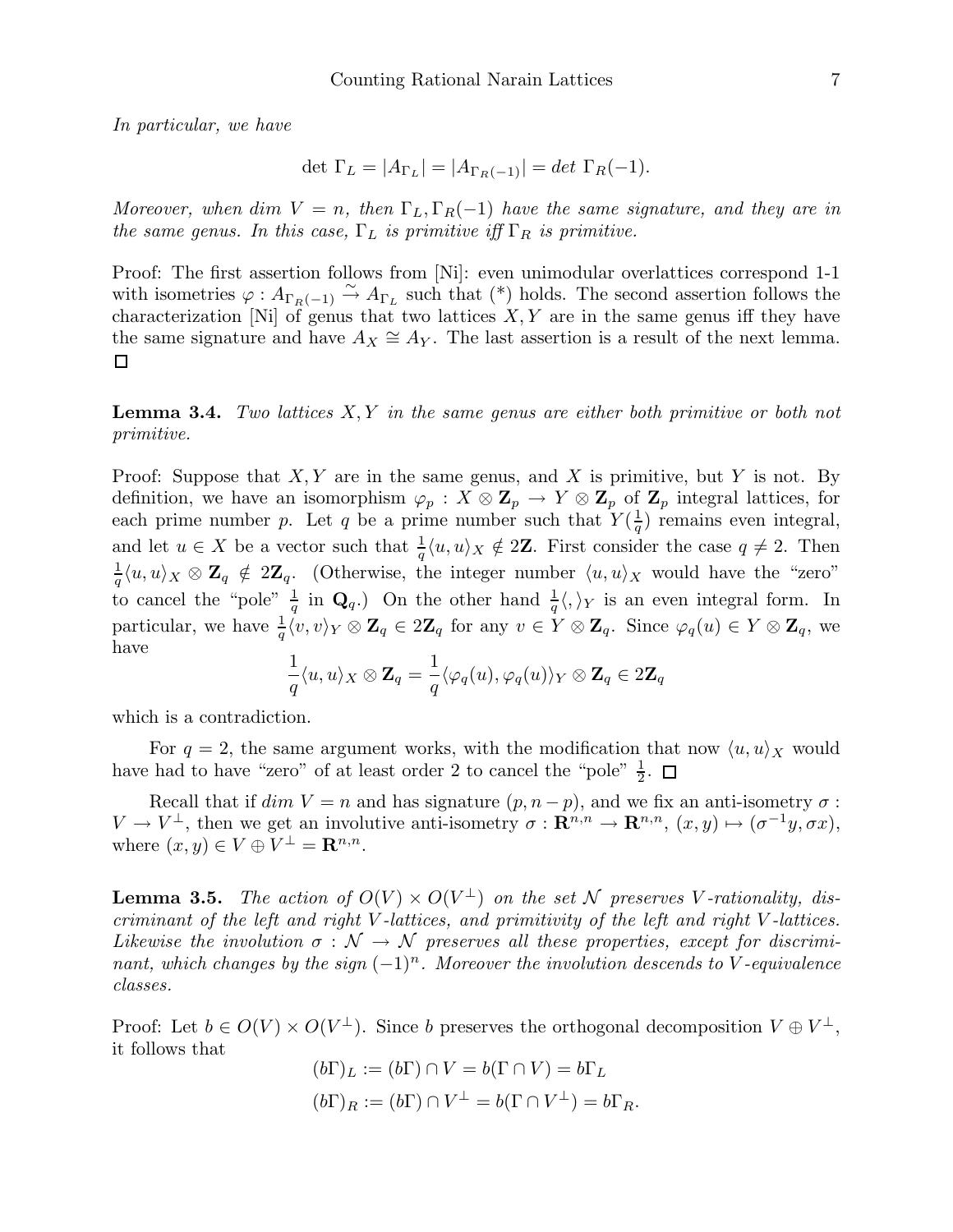*In particular, we have*

$$\det \Gamma_L = |A_{\Gamma_L}| = |A_{\Gamma_R(-1)}| = det\ \Gamma_R(-1).$$

*Moreover, when dim $V = n$, then $\Gamma_L, \Gamma_R(-1)$ have the same signature, and they are in the same genus. In this case, $\Gamma_L$ is primitive iff $\Gamma_R$ is primitive.*

Proof: The first assertion follows from [Ni]: even unimodular overlattices correspond 1-1 with isometries $\varphi : A_{\Gamma_R(-1)} \xrightarrow{\sim} A_{\Gamma_L}$ such that (*) holds. The second assertion follows the characterization [Ni] of genus that two lattices $X, Y$ are in the same genus iff they have the same signature and have $A_X \cong A_Y$. The last assertion is a result of the next lemma. $\square$

**Lemma 3.4.** *Two lattices $X, Y$ in the same genus are either both primitive or both not primitive.*

Proof: Suppose that $X, Y$ are in the same genus, and $X$ is primitive, but $Y$ is not. By definition, we have an isomorphism $\varphi_p : X \otimes \mathbf{Z}_p \to Y \otimes \mathbf{Z}_p$ of $\mathbf{Z}_p$ integral lattices, for each prime number $p$. Let $q$ be a prime number such that $Y(\frac{1}{q})$ remains even integral, and let $u \in X$ be a vector such that $\frac{1}{q}\langle u, u\rangle_X \notin 2\mathbf{Z}$. First consider the case $q \neq 2$. Then $\frac{1}{q}\langle u, u\rangle_X \otimes \mathbf{Z}_q \notin 2\mathbf{Z}_q$. (Otherwise, the integer number $\langle u, u\rangle_X$ would have the "zero" to cancel the "pole" $\frac{1}{q}$ in $\mathbf{Q}_q$.) On the other hand $\frac{1}{q}\langle , \rangle_Y$ is an even integral form. In particular, we have $\frac{1}{q}\langle v, v\rangle_Y \otimes \mathbf{Z}_q \in 2\mathbf{Z}_q$ for any $v \in Y \otimes \mathbf{Z}_q$. Since $\varphi_q(u) \in Y \otimes \mathbf{Z}_q$, we have

$$\frac{1}{q}\langle u, u\rangle_X \otimes \mathbf{Z}_q = \frac{1}{q}\langle \varphi_q(u), \varphi_q(u)\rangle_Y \otimes \mathbf{Z}_q \in 2\mathbf{Z}_q$$

which is a contradiction.

For $q = 2$, the same argument works, with the modification that now $\langle u, u\rangle_X$ would have had to have "zero" of at least order 2 to cancel the "pole" $\frac{1}{2}$. $\square$

Recall that if $dim\ V = n$ and has signature $(p, n-p)$, and we fix an anti-isometry $\sigma : V \to V^\perp$, then we get an involutive anti-isometry $\sigma : \mathbf{R}^{n,n} \to \mathbf{R}^{n,n}$, $(x, y) \mapsto (\sigma^{-1}y, \sigma x)$, where $(x, y) \in V \oplus V^\perp = \mathbf{R}^{n,n}$.

**Lemma 3.5.** *The action of $O(V) \times O(V^\perp)$ on the set $\mathcal{N}$ preserves $V$-rationality, discriminant of the left and right $V$-lattices, and primitivity of the left and right $V$-lattices. Likewise the involution $\sigma : \mathcal{N} \to \mathcal{N}$ preserves all these properties, except for discriminant, which changes by the sign $(-1)^n$. Moreover the involution descends to $V$-equivalence classes.*

Proof: Let $b \in O(V) \times O(V^\perp)$. Since $b$ preserves the orthogonal decomposition $V \oplus V^\perp$, it follows that

$$(b\Gamma)_L := (b\Gamma) \cap V = b(\Gamma \cap V) = b\Gamma_L$$
$$(b\Gamma)_R := (b\Gamma) \cap V^\perp = b(\Gamma \cap V^\perp) = b\Gamma_R.$$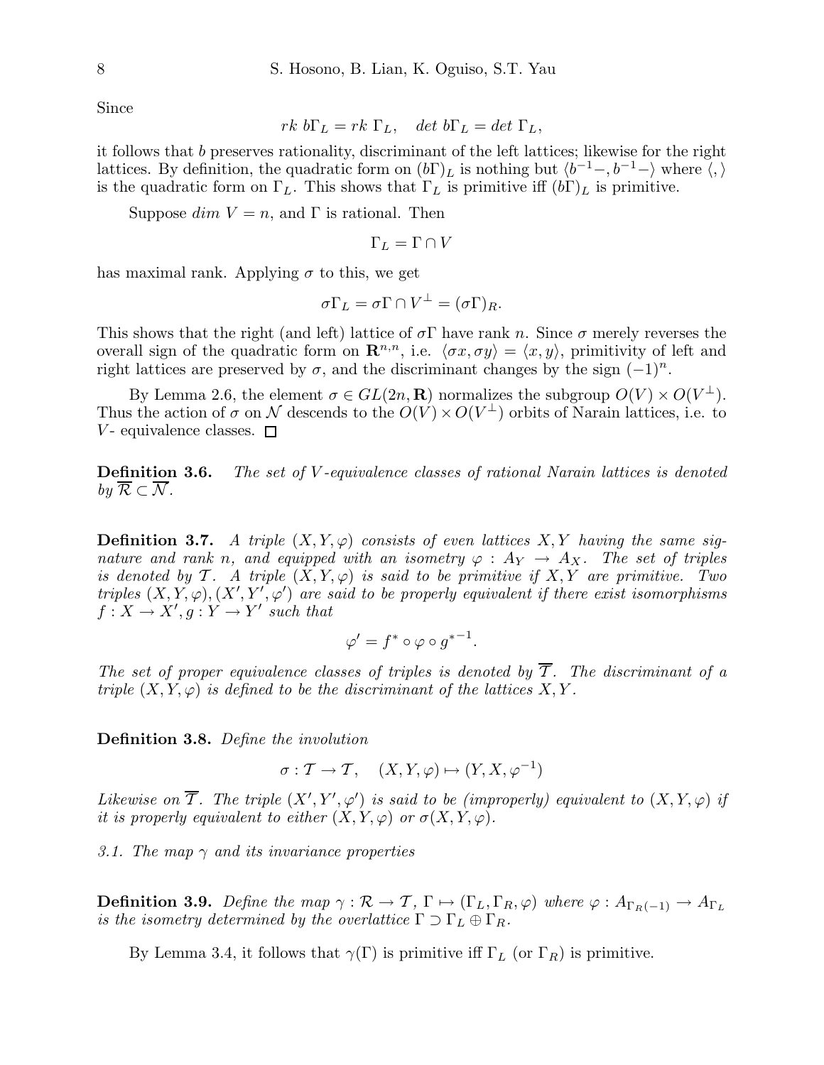Since

$$rk\ b\Gamma_L = rk\ \Gamma_L, \quad det\ b\Gamma_L = det\ \Gamma_L,$$

it follows that $b$ preserves rationality, discriminant of the left lattices; likewise for the right lattices. By definition, the quadratic form on $(b\Gamma)_L$ is nothing but $\langle b^{-1}-, b^{-1}-\rangle$ where $\langle,\rangle$ is the quadratic form on $\Gamma_L$. This shows that $\Gamma_L$ is primitive iff $(b\Gamma)_L$ is primitive.

Suppose $dim\ V = n$, and $\Gamma$ is rational. Then

$$\Gamma_L = \Gamma \cap V$$

has maximal rank. Applying $\sigma$ to this, we get

$$\sigma\Gamma_L = \sigma\Gamma \cap V^\perp = (\sigma\Gamma)_R.$$

This shows that the right (and left) lattice of $\sigma\Gamma$ have rank $n$. Since $\sigma$ merely reverses the overall sign of the quadratic form on $\mathbf{R}^{n,n}$, i.e. $\langle \sigma x, \sigma y\rangle = \langle x, y\rangle$, primitivity of left and right lattices are preserved by $\sigma$, and the discriminant changes by the sign $(-1)^n$.

By Lemma 2.6, the element $\sigma \in GL(2n, \mathbf{R})$ normalizes the subgroup $O(V) \times O(V^\perp)$. Thus the action of $\sigma$ on $\mathcal{N}$ descends to the $O(V) \times O(V^\perp)$ orbits of Narain lattices, i.e. to $V$- equivalence classes. $\square$

**Definition 3.6.** *The set of $V$-equivalence classes of rational Narain lattices is denoted by $\overline{\mathcal{R}} \subset \overline{\mathcal{N}}$.*

**Definition 3.7.** *A triple $(X, Y, \varphi)$ consists of even lattices $X, Y$ having the same signature and rank $n$, and equipped with an isometry $\varphi : A_Y \to A_X$. The set of triples is denoted by $\mathcal{T}$. A triple $(X, Y, \varphi)$ is said to be primitive if $X, Y$ are primitive. Two triples $(X, Y, \varphi), (X', Y', \varphi')$ are said to be properly equivalent if there exist isomorphisms $f : X \to X', g : Y \to Y'$ such that*

$$\varphi' = f^* \circ \varphi \circ g^{*-1}.$$

*The set of proper equivalence classes of triples is denoted by $\overline{\mathcal{T}}$. The discriminant of a triple $(X, Y, \varphi)$ is defined to be the discriminant of the lattices $X, Y$.*

**Definition 3.8.** *Define the involution*

$$\sigma : \mathcal{T} \to \mathcal{T}, \quad (X, Y, \varphi) \mapsto (Y, X, \varphi^{-1})$$

*Likewise on $\overline{\mathcal{T}}$. The triple $(X', Y', \varphi')$ is said to be (improperly) equivalent to $(X, Y, \varphi)$ if it is properly equivalent to either $(X, Y, \varphi)$ or $\sigma(X, Y, \varphi)$.*

*3.1. The map $\gamma$ and its invariance properties*

**Definition 3.9.** *Define the map $\gamma : \mathcal{R} \to \mathcal{T}$, $\Gamma \mapsto (\Gamma_L, \Gamma_R, \varphi)$ where $\varphi : A_{\Gamma_R(-1)} \to A_{\Gamma_L}$ is the isometry determined by the overlattice $\Gamma \supset \Gamma_L \oplus \Gamma_R$.*

By Lemma 3.4, it follows that $\gamma(\Gamma)$ is primitive iff $\Gamma_L$ (or $\Gamma_R$) is primitive.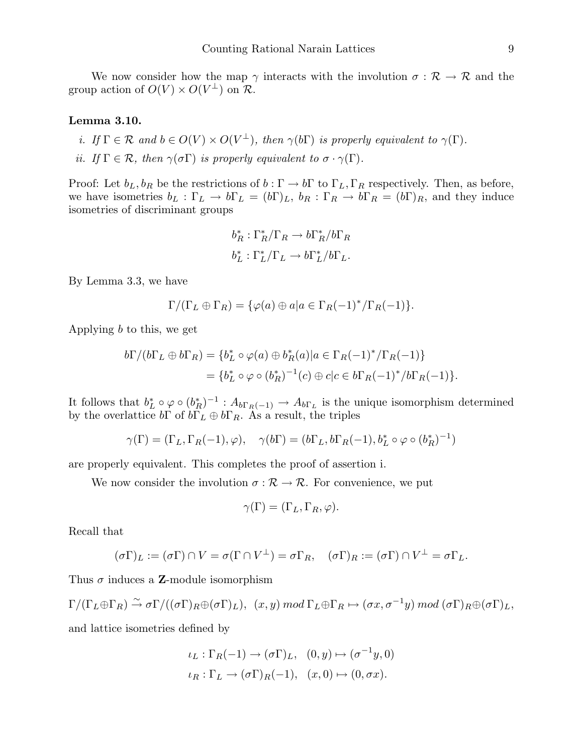We now consider how the map $\gamma$ interacts with the involution $\sigma : \mathcal{R} \to \mathcal{R}$ and the group action of $O(V) \times O(V^\perp)$ on $\mathcal{R}$.

**Lemma 3.10.**

*i. If $\Gamma \in \mathcal{R}$ and $b \in O(V) \times O(V^\perp)$, then $\gamma(b\Gamma)$ is properly equivalent to $\gamma(\Gamma)$.*

*ii. If $\Gamma \in \mathcal{R}$, then $\gamma(\sigma\Gamma)$ is properly equivalent to $\sigma \cdot \gamma(\Gamma)$.*

Proof: Let $b_L, b_R$ be the restrictions of $b : \Gamma \to b\Gamma$ to $\Gamma_L, \Gamma_R$ respectively. Then, as before, we have isometries $b_L : \Gamma_L \to b\Gamma_L = (b\Gamma)_L$, $b_R : \Gamma_R \to b\Gamma_R = (b\Gamma)_R$, and they induce isometries of discriminant groups

$$b_R^* : \Gamma_R^*/\Gamma_R \to b\Gamma_R^*/b\Gamma_R$$
$$b_L^* : \Gamma_L^*/\Gamma_L \to b\Gamma_L^*/b\Gamma_L.$$

By Lemma 3.3, we have

$$\Gamma/(\Gamma_L \oplus \Gamma_R) = \{\varphi(a) \oplus a | a \in \Gamma_R(-1)^*/\Gamma_R(-1)\}.$$

Applying $b$ to this, we get

$$\begin{aligned} b\Gamma/(b\Gamma_L \oplus b\Gamma_R) &= \{b_L^* \circ \varphi(a) \oplus b_R^*(a) | a \in \Gamma_R(-1)^*/\Gamma_R(-1)\} \\ &= \{b_L^* \circ \varphi \circ (b_R^*)^{-1}(c) \oplus c | c \in b\Gamma_R(-1)^*/b\Gamma_R(-1)\}. \end{aligned}$$

It follows that $b_L^* \circ \varphi \circ (b_R^*)^{-1} : A_{b\Gamma_R(-1)} \to A_{b\Gamma_L}$ is the unique isomorphism determined by the overlattice $b\Gamma$ of $b\Gamma_L \oplus b\Gamma_R$. As a result, the triples

$$\gamma(\Gamma) = (\Gamma_L, \Gamma_R(-1), \varphi), \quad \gamma(b\Gamma) = (b\Gamma_L, b\Gamma_R(-1), b_L^* \circ \varphi \circ (b_R^*)^{-1})$$

are properly equivalent. This completes the proof of assertion i.

We now consider the involution $\sigma : \mathcal{R} \to \mathcal{R}$. For convenience, we put

$$\gamma(\Gamma) = (\Gamma_L, \Gamma_R, \varphi).$$

Recall that

$$(\sigma\Gamma)_L := (\sigma\Gamma) \cap V = \sigma(\Gamma \cap V^\perp) = \sigma\Gamma_R, \quad (\sigma\Gamma)_R := (\sigma\Gamma) \cap V^\perp = \sigma\Gamma_L.$$

Thus $\sigma$ induces a $\mathbf{Z}$-module isomorphism

$$\Gamma/(\Gamma_L \oplus \Gamma_R) \xrightarrow{\sim} \sigma\Gamma/((\sigma\Gamma)_R \oplus (\sigma\Gamma)_L), \ (x, y) \, mod \, \Gamma_L \oplus \Gamma_R \mapsto (\sigma x, \sigma^{-1} y) \, mod \, (\sigma\Gamma)_R \oplus (\sigma\Gamma)_L,$$

and lattice isometries defined by

$$\iota_L : \Gamma_R(-1) \to (\sigma\Gamma)_L, \quad (0, y) \mapsto (\sigma^{-1} y, 0)$$
$$\iota_R : \Gamma_L \to (\sigma\Gamma)_R(-1), \quad (x, 0) \mapsto (0, \sigma x).$$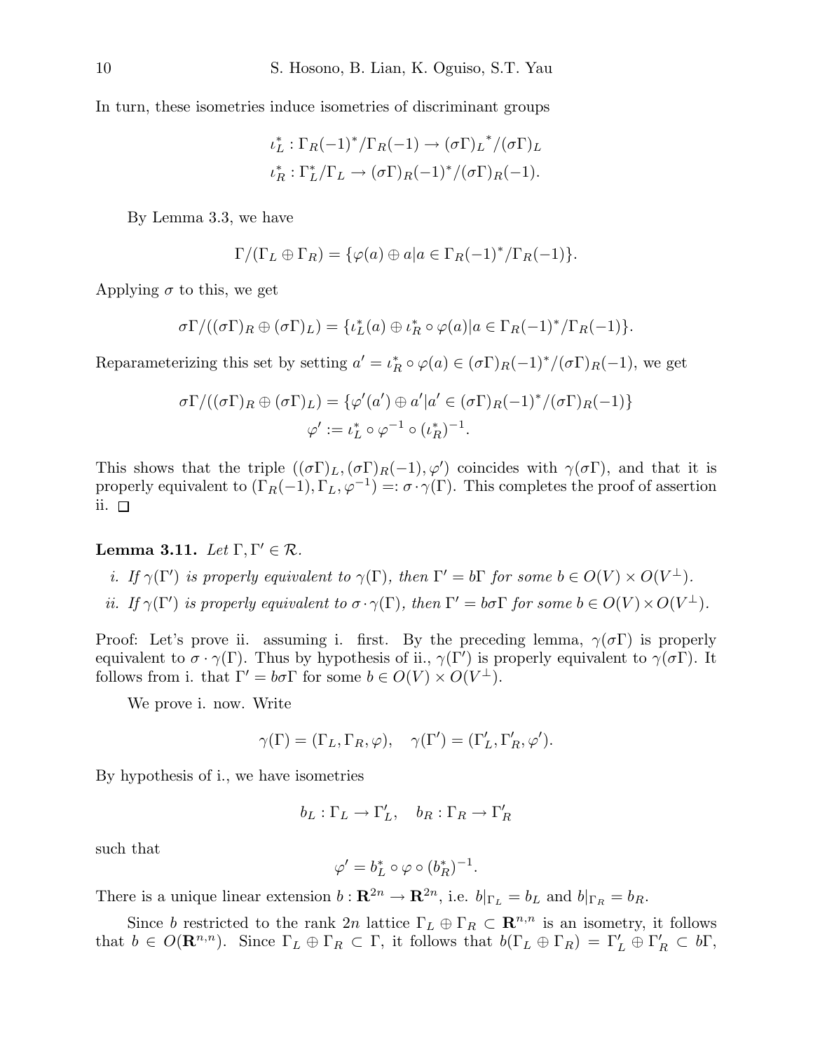In turn, these isometries induce isometries of discriminant groups

$$\iota_L^* : \Gamma_R(-1)^*/\Gamma_R(-1) \to {(\sigma\Gamma)_L}^*/(\sigma\Gamma)_L$$
$$\iota_R^* : \Gamma_L^*/\Gamma_L \to (\sigma\Gamma)_R(-1)^*/(\sigma\Gamma)_R(-1).$$

By Lemma 3.3, we have

$$\Gamma/(\Gamma_L \oplus \Gamma_R) = \{\varphi(a) \oplus a | a \in \Gamma_R(-1)^*/\Gamma_R(-1)\}.$$

Applying $\sigma$ to this, we get

$$\sigma\Gamma/((\sigma\Gamma)_R \oplus (\sigma\Gamma)_L) = \{\iota_L^*(a) \oplus \iota_R^* \circ \varphi(a) | a \in \Gamma_R(-1)^*/\Gamma_R(-1)\}.$$

Reparameterizing this set by setting $a' = \iota_R^* \circ \varphi(a) \in (\sigma\Gamma)_R(-1)^*/(\sigma\Gamma)_R(-1)$, we get

$$\sigma\Gamma/((\sigma\Gamma)_R \oplus (\sigma\Gamma)_L) = \{\varphi'(a') \oplus a' | a' \in (\sigma\Gamma)_R(-1)^*/(\sigma\Gamma)_R(-1)\}$$
$$\varphi' := \iota_L^* \circ \varphi^{-1} \circ (\iota_R^*)^{-1}.$$

This shows that the triple $((\sigma\Gamma)_L, (\sigma\Gamma)_R(-1), \varphi')$ coincides with $\gamma(\sigma\Gamma)$, and that it is properly equivalent to $(\Gamma_R(-1), \Gamma_L, \varphi^{-1}) =: \sigma \cdot \gamma(\Gamma)$. This completes the proof of assertion ii. $\square$

**Lemma 3.11.** *Let $\Gamma, \Gamma' \in \mathcal{R}$.*

*i. If $\gamma(\Gamma')$ is properly equivalent to $\gamma(\Gamma)$, then $\Gamma' = b\Gamma$ for some $b \in O(V) \times O(V^\perp)$.*

*ii. If $\gamma(\Gamma')$ is properly equivalent to $\sigma \cdot \gamma(\Gamma)$, then $\Gamma' = b\sigma\Gamma$ for some $b \in O(V) \times O(V^\perp)$.*

Proof: Let's prove ii. assuming i. first. By the preceding lemma, $\gamma(\sigma\Gamma)$ is properly equivalent to $\sigma \cdot \gamma(\Gamma)$. Thus by hypothesis of ii., $\gamma(\Gamma')$ is properly equivalent to $\gamma(\sigma\Gamma)$. It follows from i. that $\Gamma' = b\sigma\Gamma$ for some $b \in O(V) \times O(V^\perp)$.

We prove i. now. Write

$$\gamma(\Gamma) = (\Gamma_L, \Gamma_R, \varphi), \quad \gamma(\Gamma') = (\Gamma'_L, \Gamma'_R, \varphi').$$

By hypothesis of i., we have isometries

$$b_L : \Gamma_L \to \Gamma'_L, \quad b_R : \Gamma_R \to \Gamma'_R$$

such that

$$\varphi' = b_L^* \circ \varphi \circ (b_R^*)^{-1}.$$

There is a unique linear extension $b : \mathbf{R}^{2n} \to \mathbf{R}^{2n}$, i.e. $b|_{\Gamma_L} = b_L$ and $b|_{\Gamma_R} = b_R$.

Since $b$ restricted to the rank $2n$ lattice $\Gamma_L \oplus \Gamma_R \subset \mathbf{R}^{n,n}$ is an isometry, it follows that $b \in O(\mathbf{R}^{n,n})$. Since $\Gamma_L \oplus \Gamma_R \subset \Gamma$, it follows that $b(\Gamma_L \oplus \Gamma_R) = \Gamma'_L \oplus \Gamma'_R \subset b\Gamma$,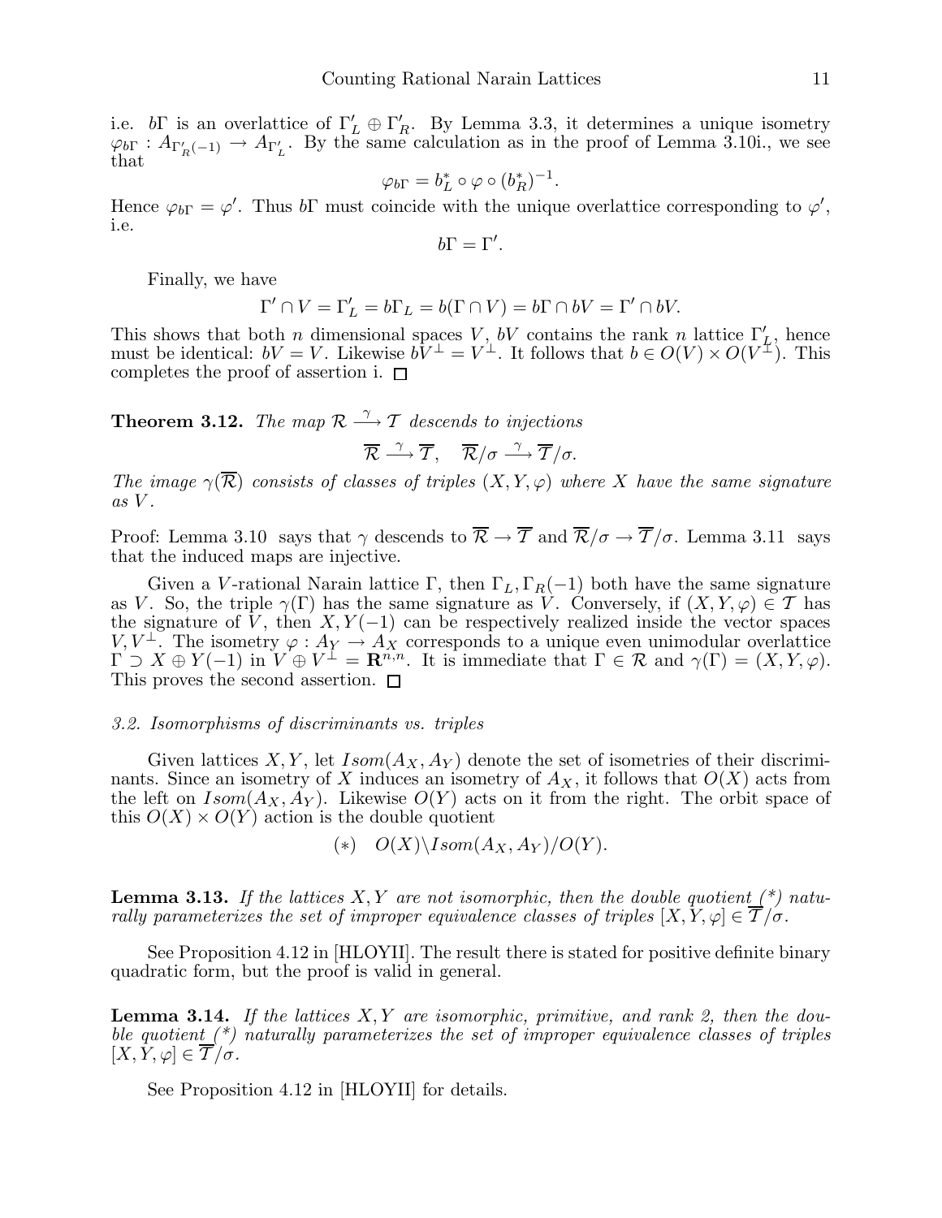i.e. $b\Gamma$ is an overlattice of $\Gamma'_L \oplus \Gamma'_R$. By Lemma 3.3, it determines a unique isometry $\varphi_{b\Gamma} : A_{\Gamma'_R(-1)} \to A_{\Gamma'_L}$. By the same calculation as in the proof of Lemma 3.10i., we see that

$$\varphi_{b\Gamma} = b_L^* \circ \varphi \circ (b_R^*)^{-1}.$$

Hence $\varphi_{b\Gamma} = \varphi'$. Thus $b\Gamma$ must coincide with the unique overlattice corresponding to $\varphi'$, i.e.

$$b\Gamma = \Gamma'.$$

Finally, we have

$$\Gamma' \cap V = \Gamma'_L = b\Gamma_L = b(\Gamma \cap V) = b\Gamma \cap bV = \Gamma' \cap bV.$$

This shows that both $n$ dimensional spaces $V$, $bV$ contains the rank $n$ lattice $\Gamma'_L$, hence must be identical: $bV = V$. Likewise $bV^\perp = V^\perp$. It follows that $b \in O(V) \times O(V^\perp)$. This completes the proof of assertion i. $\square$

**Theorem 3.12.** *The map $\mathcal{R} \xrightarrow{\gamma} \mathcal{T}$ descends to injections*

$$\overline{\mathcal{R}} \xrightarrow{\gamma} \overline{\mathcal{T}}, \quad \overline{\mathcal{R}}/\sigma \xrightarrow{\gamma} \overline{\mathcal{T}}/\sigma.$$

*The image $\gamma(\overline{\mathcal{R}})$ consists of classes of triples $(X, Y, \varphi)$ where $X$ have the same signature as $V$.*

Proof: Lemma 3.10 says that $\gamma$ descends to $\overline{\mathcal{R}} \to \overline{\mathcal{T}}$ and $\overline{\mathcal{R}}/\sigma \to \overline{\mathcal{T}}/\sigma$. Lemma 3.11 says that the induced maps are injective.

Given a $V$-rational Narain lattice $\Gamma$, then $\Gamma_L, \Gamma_R(-1)$ both have the same signature as $V$. So, the triple $\gamma(\Gamma)$ has the same signature as $V$. Conversely, if $(X, Y, \varphi) \in \mathcal{T}$ has the signature of $V$, then $X, Y(-1)$ can be respectively realized inside the vector spaces $V, V^\perp$. The isometry $\varphi : A_Y \to A_X$ corresponds to a unique even unimodular overlattice $\Gamma \supset X \oplus Y(-1)$ in $V \oplus V^\perp = \mathbf{R}^{n,n}$. It is immediate that $\Gamma \in \mathcal{R}$ and $\gamma(\Gamma) = (X, Y, \varphi)$. This proves the second assertion. $\square$

### *3.2. Isomorphisms of discriminants vs. triples*

Given lattices $X, Y$, let $Isom(A_X, A_Y)$ denote the set of isometries of their discriminants. Since an isometry of $X$ induces an isometry of $A_X$, it follows that $O(X)$ acts from the left on $Isom(A_X, A_Y)$. Likewise $O(Y)$ acts on it from the right. The orbit space of this $O(X) \times O(Y)$ action is the double quotient

$$(*) \quad O(X) \backslash Isom(A_X, A_Y)/O(Y).$$

**Lemma 3.13.** *If the lattices $X, Y$ are not isomorphic, then the double quotient (\*) naturally parameterizes the set of improper equivalence classes of triples $[X, Y, \varphi] \in \overline{\mathcal{T}}/\sigma$.*

See Proposition 4.12 in [HLOYII]. The result there is stated for positive definite binary quadratic form, but the proof is valid in general.

**Lemma 3.14.** *If the lattices $X, Y$ are isomorphic, primitive, and rank 2, then the double quotient (\*) naturally parameterizes the set of improper equivalence classes of triples $[X, Y, \varphi] \in \overline{\mathcal{T}}/\sigma$.*

See Proposition 4.12 in [HLOYII] for details.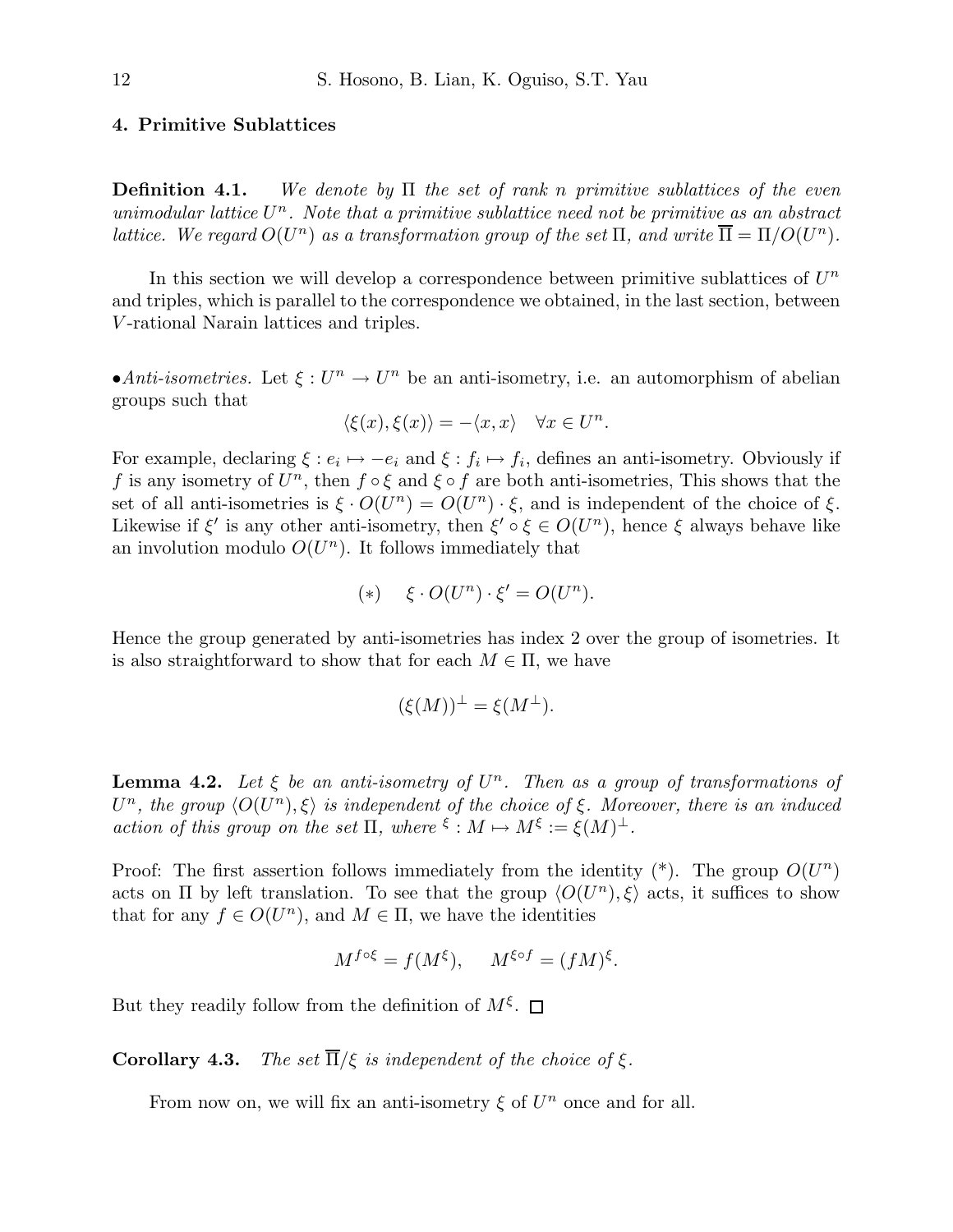## 4. Primitive Sublattices

**Definition 4.1.** *We denote by $\Pi$ the set of rank $n$ primitive sublattices of the even unimodular lattice $U^n$. Note that a primitive sublattice need not be primitive as an abstract lattice. We regard $O(U^n)$ as a transformation group of the set $\Pi$, and write $\overline{\Pi} = \Pi/O(U^n)$.*

In this section we will develop a correspondence between primitive sublattices of $U^n$ and triples, which is parallel to the correspondence we obtained, in the last section, between $V$-rational Narain lattices and triples.

•*Anti-isometries.* Let $\xi : U^n \to U^n$ be an anti-isometry, i.e. an automorphism of abelian groups such that

$$\langle \xi(x), \xi(x) \rangle = -\langle x, x \rangle \quad \forall x \in U^n.$$

For example, declaring $\xi : e_i \mapsto -e_i$ and $\xi : f_i \mapsto f_i$, defines an anti-isometry. Obviously if $f$ is any isometry of $U^n$, then $f \circ \xi$ and $\xi \circ f$ are both anti-isometries, This shows that the set of all anti-isometries is $\xi \cdot O(U^n) = O(U^n) \cdot \xi$, and is independent of the choice of $\xi$. Likewise if $\xi'$ is any other anti-isometry, then $\xi' \circ \xi \in O(U^n)$, hence $\xi$ always behave like an involution modulo $O(U^n)$. It follows immediately that

$$(*) \quad \xi \cdot O(U^n) \cdot \xi' = O(U^n).$$

Hence the group generated by anti-isometries has index 2 over the group of isometries. It is also straightforward to show that for each $M \in \Pi$, we have

$$(\xi(M))^\perp = \xi(M^\perp).$$

**Lemma 4.2.** *Let $\xi$ be an anti-isometry of $U^n$. Then as a group of transformations of $U^n$, the group $\langle O(U^n), \xi \rangle$ is independent of the choice of $\xi$. Moreover, there is an induced action of this group on the set $\Pi$, where $^\xi : M \mapsto M^\xi := \xi(M)^\perp$.*

Proof: The first assertion follows immediately from the identity (*). The group $O(U^n)$ acts on $\Pi$ by left translation. To see that the group $\langle O(U^n), \xi \rangle$ acts, it suffices to show that for any $f \in O(U^n)$, and $M \in \Pi$, we have the identities

$$M^{f \circ \xi} = f(M^\xi), \quad M^{\xi \circ f} = (fM)^\xi.$$

But they readily follow from the definition of $M^\xi$. $\square$

**Corollary 4.3.** *The set $\overline{\Pi}/\xi$ is independent of the choice of $\xi$.*

From now on, we will fix an anti-isometry $\xi$ of $U^n$ once and for all.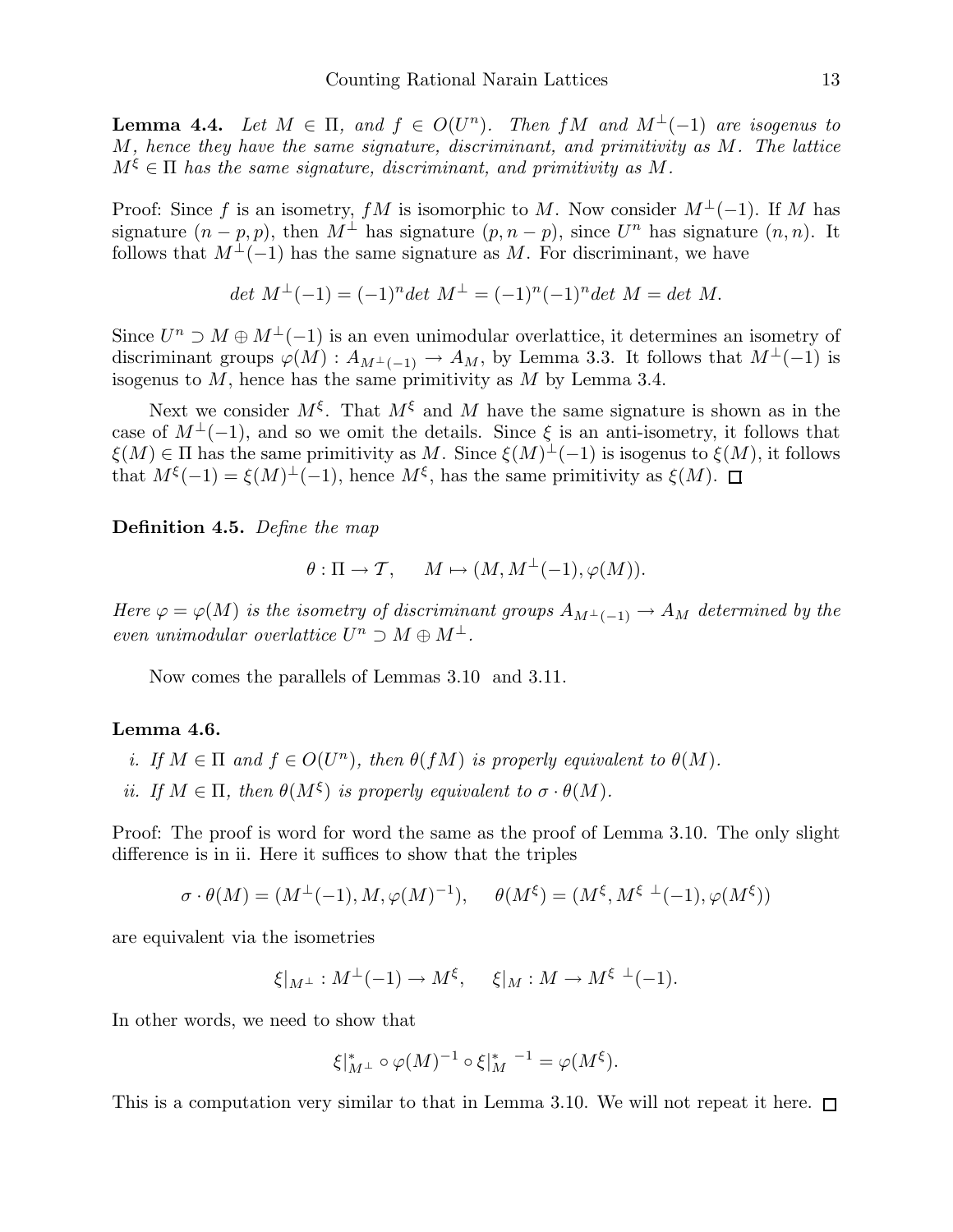**Lemma 4.4.** *Let $M \in \Pi$, and $f \in O(U^n)$. Then $fM$ and $M^\perp(-1)$ are isogenus to $M$, hence they have the same signature, discriminant, and primitivity as $M$. The lattice $M^\xi \in \Pi$ has the same signature, discriminant, and primitivity as $M$.*

Proof: Since $f$ is an isometry, $fM$ is isomorphic to $M$. Now consider $M^\perp(-1)$. If $M$ has signature $(n-p,p)$, then $M^\perp$ has signature $(p,n-p)$, since $U^n$ has signature $(n,n)$. It follows that $M^\perp(-1)$ has the same signature as $M$. For discriminant, we have

$$det\ M^\perp(-1) = (-1)^n det\ M^\perp = (-1)^n(-1)^n det\ M = det\ M.$$

Since $U^n \supset M \oplus M^\perp(-1)$ is an even unimodular overlattice, it determines an isometry of discriminant groups $\varphi(M) : A_{M^\perp(-1)} \to A_M$, by Lemma 3.3. It follows that $M^\perp(-1)$ is isogenus to $M$, hence has the same primitivity as $M$ by Lemma 3.4.

Next we consider $M^\xi$. That $M^\xi$ and $M$ have the same signature is shown as in the case of $M^\perp(-1)$, and so we omit the details. Since $\xi$ is an anti-isometry, it follows that $\xi(M) \in \Pi$ has the same primitivity as $M$. Since $\xi(M)^\perp(-1)$ is isogenus to $\xi(M)$, it follows that $M^\xi(-1) = \xi(M)^\perp(-1)$, hence $M^\xi$, has the same primitivity as $\xi(M)$. □

**Definition 4.5.** *Define the map*

$$\theta : \Pi \to \mathcal{T}, \qquad M \mapsto (M, M^\perp(-1), \varphi(M)).$$

*Here $\varphi = \varphi(M)$ is the isometry of discriminant groups $A_{M^\perp(-1)} \to A_M$ determined by the even unimodular overlattice $U^n \supset M \oplus M^\perp$.*

Now comes the parallels of Lemmas 3.10 and 3.11.

**Lemma 4.6.**

*i. If $M \in \Pi$ and $f \in O(U^n)$, then $\theta(fM)$ is properly equivalent to $\theta(M)$.*

*ii. If $M \in \Pi$, then $\theta(M^\xi)$ is properly equivalent to $\sigma \cdot \theta(M)$.*

Proof: The proof is word for word the same as the proof of Lemma 3.10. The only slight difference is in ii. Here it suffices to show that the triples

$$\sigma \cdot \theta(M) = (M^\perp(-1), M, \varphi(M)^{-1}), \qquad \theta(M^\xi) = (M^\xi, M^{\xi\ \perp}(-1), \varphi(M^\xi))$$

are equivalent via the isometries

$$\xi|_{M^\perp} : M^\perp(-1) \to M^\xi, \qquad \xi|_M : M \to M^{\xi\ \perp}(-1).$$

In other words, we need to show that

$$\xi|_{M^\perp}^* \circ \varphi(M)^{-1} \circ \xi|_M^{*\ -1} = \varphi(M^\xi).$$

This is a computation very similar to that in Lemma 3.10. We will not repeat it here. □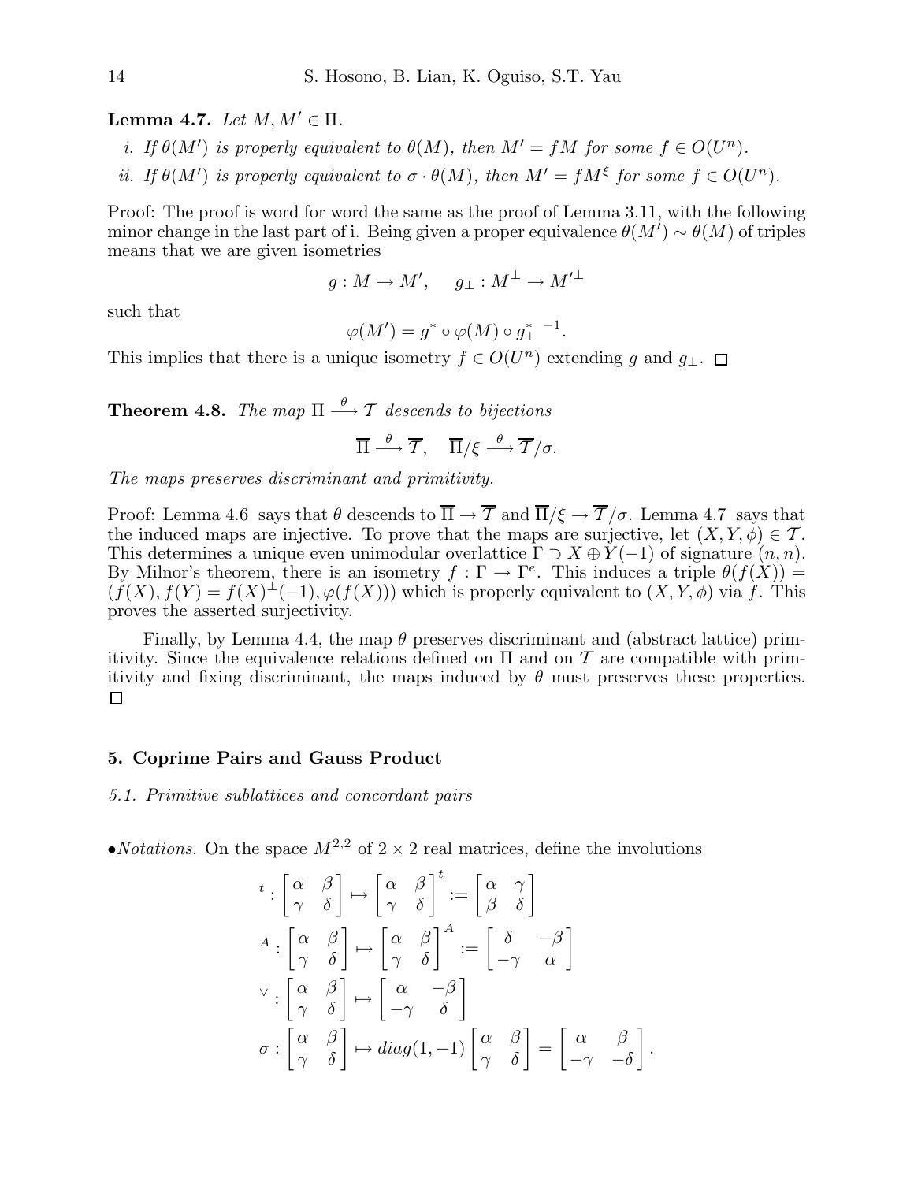**Lemma 4.7.** *Let $M, M' \in \Pi$.*

*i. If $\theta(M')$ is properly equivalent to $\theta(M)$, then $M' = fM$ for some $f \in O(U^n)$.*

*ii. If $\theta(M')$ is properly equivalent to $\sigma \cdot \theta(M)$, then $M' = fM^\xi$ for some $f \in O(U^n)$.*

Proof: The proof is word for word the same as the proof of Lemma 3.11, with the following minor change in the last part of i. Being given a proper equivalence $\theta(M') \sim \theta(M)$ of triples means that we are given isometries

$$g : M \to M', \quad g_\perp : M^\perp \to M'^\perp$$

such that

$$\varphi(M') = g^* \circ \varphi(M) \circ g_\perp^{*\ -1}.$$

This implies that there is a unique isometry $f \in O(U^n)$ extending $g$ and $g_\perp$. $\square$

**Theorem 4.8.** *The map $\Pi \xrightarrow{\theta} \mathcal{T}$ descends to bijections*

$$\overline{\Pi} \xrightarrow{\theta} \overline{\mathcal{T}}, \quad \overline{\Pi}/\xi \xrightarrow{\theta} \overline{\mathcal{T}}/\sigma.$$

*The maps preserves discriminant and primitivity.*

Proof: Lemma 4.6 says that $\theta$ descends to $\overline{\Pi} \to \overline{\mathcal{T}}$ and $\overline{\Pi}/\xi \to \overline{\mathcal{T}}/\sigma$. Lemma 4.7 says that the induced maps are injective. To prove that the maps are surjective, let $(X, Y, \phi) \in \mathcal{T}$. This determines a unique even unimodular overlattice $\Gamma \supset X \oplus Y(-1)$ of signature $(n, n)$. By Milnor's theorem, there is an isometry $f : \Gamma \to \Gamma^e$. This induces a triple $\theta(f(X)) = (f(X), f(Y) = f(X)^\perp(-1), \varphi(f(X)))$ which is properly equivalent to $(X, Y, \phi)$ via $f$. This proves the asserted surjectivity.

Finally, by Lemma 4.4, the map $\theta$ preserves discriminant and (abstract lattice) primitivity. Since the equivalence relations defined on $\Pi$ and on $\mathcal{T}$ are compatible with primitivity and fixing discriminant, the maps induced by $\theta$ must preserves these properties. $\square$

## 5. Coprime Pairs and Gauss Product

### 5.1. Primitive sublattices and concordant pairs

•*Notations.* On the space $M^{2,2}$ of $2 \times 2$ real matrices, define the involutions

$$
\begin{aligned}
{}^t &: \begin{bmatrix} \alpha & \beta \\ \gamma & \delta \end{bmatrix} \mapsto \begin{bmatrix} \alpha & \beta \\ \gamma & \delta \end{bmatrix}^t := \begin{bmatrix} \alpha & \gamma \\ \beta & \delta \end{bmatrix} \\
{}^A &: \begin{bmatrix} \alpha & \beta \\ \gamma & \delta \end{bmatrix} \mapsto \begin{bmatrix} \alpha & \beta \\ \gamma & \delta \end{bmatrix}^A := \begin{bmatrix} \delta & -\beta \\ -\gamma & \alpha \end{bmatrix} \\
{}^\vee &: \begin{bmatrix} \alpha & \beta \\ \gamma & \delta \end{bmatrix} \mapsto \begin{bmatrix} \alpha & -\beta \\ -\gamma & \delta \end{bmatrix} \\
\sigma &: \begin{bmatrix} \alpha & \beta \\ \gamma & \delta \end{bmatrix} \mapsto diag(1, -1) \begin{bmatrix} \alpha & \beta \\ \gamma & \delta \end{bmatrix} = \begin{bmatrix} \alpha & \beta \\ -\gamma & -\delta \end{bmatrix}.
\end{aligned}
$$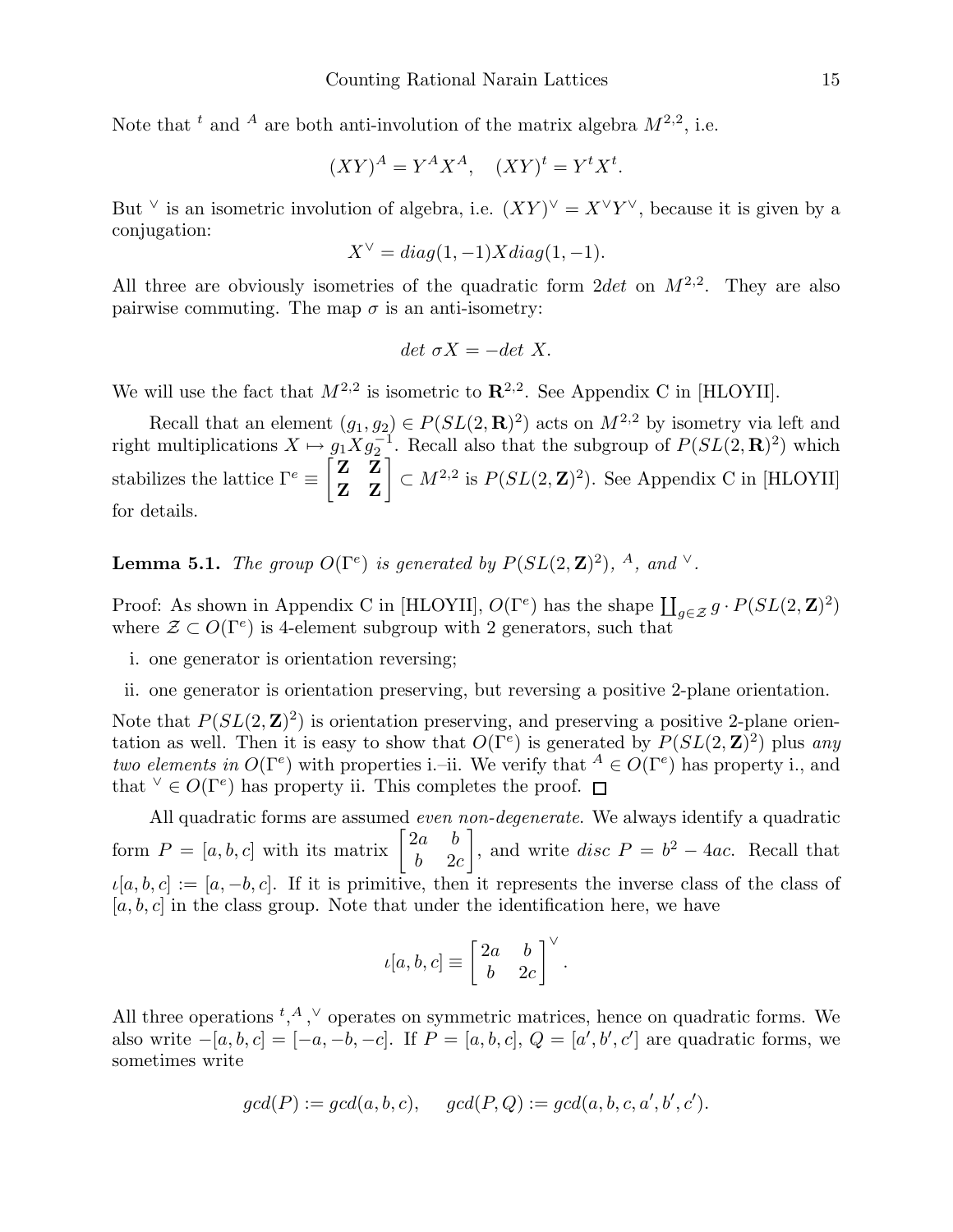Note that ${}^t$ and ${}^A$ are both anti-involution of the matrix algebra $M^{2,2}$, i.e.

$$(XY)^A = Y^A X^A, \quad (XY)^t = Y^t X^t.$$

But ${}^\vee$ is an isometric involution of algebra, i.e. $(XY)^\vee = X^\vee Y^\vee$, because it is given by a conjugation:

$$X^\vee = diag(1,-1) X diag(1,-1).$$

All three are obviously isometries of the quadratic form $2det$ on $M^{2,2}$. They are also pairwise commuting. The map $\sigma$ is an anti-isometry:

$$det\ \sigma X = -det\ X.$$

We will use the fact that $M^{2,2}$ is isometric to $\mathbf{R}^{2,2}$. See Appendix C in [HLOYII].

Recall that an element $(g_1, g_2) \in P(SL(2,\mathbf{R})^2)$ acts on $M^{2,2}$ by isometry via left and right multiplications $X \mapsto g_1 X g_2^{-1}$. Recall also that the subgroup of $P(SL(2,\mathbf{R})^2)$ which stabilizes the lattice $\Gamma^e \equiv \begin{bmatrix} \mathbf{Z} & \mathbf{Z} \\ \mathbf{Z} & \mathbf{Z} \end{bmatrix} \subset M^{2,2}$ is $P(SL(2,\mathbf{Z})^2)$. See Appendix C in [HLOYII] for details.

**Lemma 5.1.** *The group $O(\Gamma^e)$ is generated by $P(SL(2,\mathbf{Z})^2)$, ${}^A$, and ${}^\vee$.*

Proof: As shown in Appendix C in [HLOYII], $O(\Gamma^e)$ has the shape $\coprod_{g \in \mathcal{Z}} g \cdot P(SL(2,\mathbf{Z})^2)$ where $\mathcal{Z} \subset O(\Gamma^e)$ is 4-element subgroup with 2 generators, such that

i. one generator is orientation reversing;

ii. one generator is orientation preserving, but reversing a positive 2-plane orientation.

Note that $P(SL(2,\mathbf{Z})^2)$ is orientation preserving, and preserving a positive 2-plane orientation as well. Then it is easy to show that $O(\Gamma^e)$ is generated by $P(SL(2,\mathbf{Z})^2)$ plus *any two elements in* $O(\Gamma^e)$ with properties i.–ii. We verify that ${}^A \in O(\Gamma^e)$ has property i., and that ${}^\vee \in O(\Gamma^e)$ has property ii. This completes the proof. □

All quadratic forms are assumed *even non-degenerate*. We always identify a quadratic form $P = [a,b,c]$ with its matrix $\begin{bmatrix} 2a & b \\ b & 2c \end{bmatrix}$, and write $disc\ P = b^2 - 4ac$. Recall that $\iota[a,b,c] := [a,-b,c]$. If it is primitive, then it represents the inverse class of the class of $[a,b,c]$ in the class group. Note that under the identification here, we have

$$\iota[a,b,c] \equiv \begin{bmatrix} 2a & b \\ b & 2c \end{bmatrix}^\vee.$$

All three operations ${}^t, {}^A, {}^\vee$ operates on symmetric matrices, hence on quadratic forms. We also write $-[a,b,c] = [-a,-b,-c]$. If $P = [a,b,c]$, $Q = [a',b',c']$ are quadratic forms, we sometimes write

$$gcd(P) := gcd(a,b,c), \quad gcd(P,Q) := gcd(a,b,c,a',b',c').$$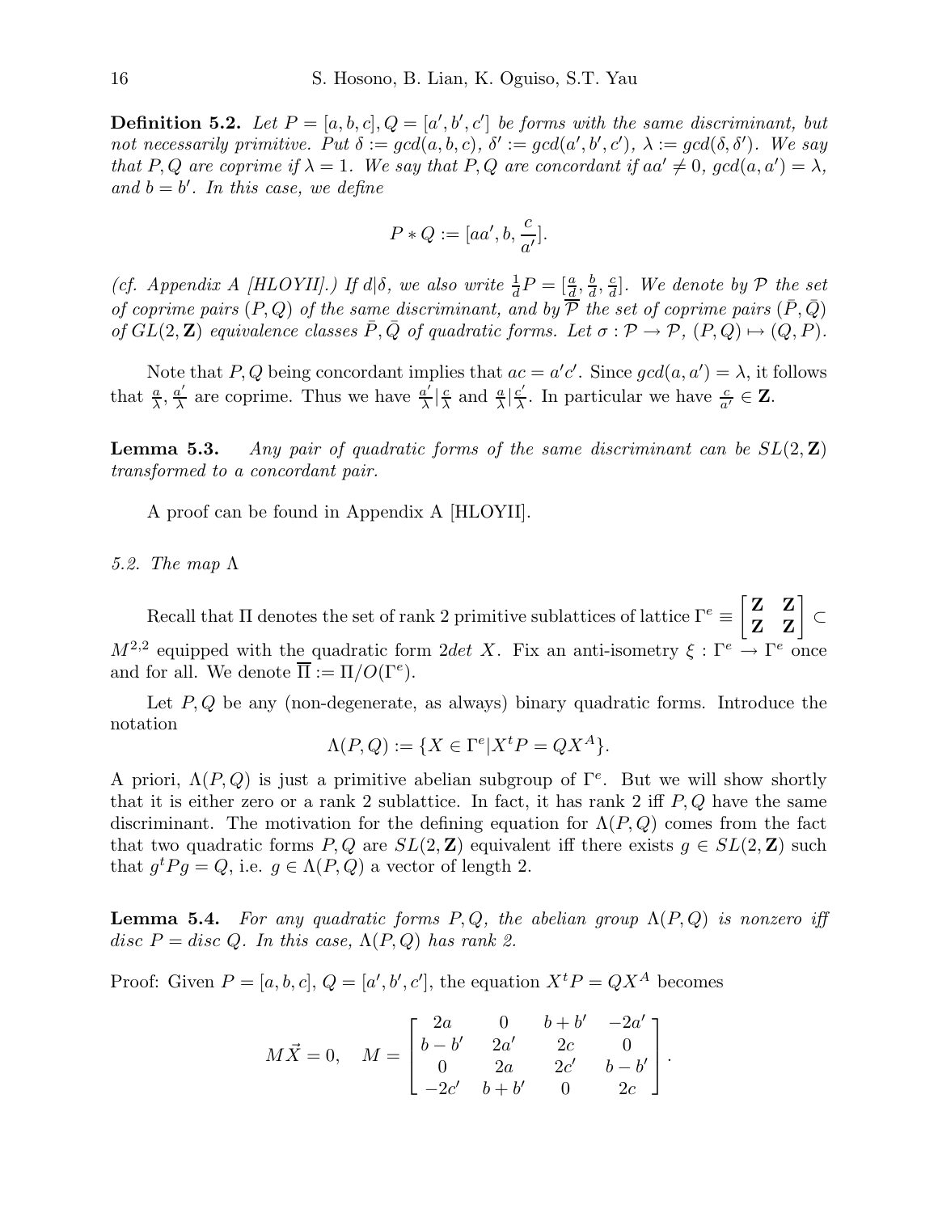**Definition 5.2.** *Let $P = [a, b, c], Q = [a', b', c']$ be forms with the same discriminant, but not necessarily primitive. Put $\delta := gcd(a, b, c)$, $\delta' := gcd(a', b', c')$, $\lambda := gcd(\delta, \delta')$. We say that $P, Q$ are coprime if $\lambda = 1$. We say that $P, Q$ are concordant if $aa' \neq 0$, $gcd(a, a') = \lambda$, and $b = b'$. In this case, we define*

$$P * Q := [aa', b, \frac{c}{a'}].$$

*(cf. Appendix A [HLOYII].) If $d|\delta$, we also write $\frac{1}{d}P = [\frac{a}{d}, \frac{b}{d}, \frac{c}{d}]$. We denote by $\mathcal{P}$ the set of coprime pairs $(P, Q)$ of the same discriminant, and by $\overline{\mathcal{P}}$ the set of coprime pairs $(\bar{P}, \bar{Q})$ of $GL(2, \mathbf{Z})$ equivalence classes $\bar{P}, \bar{Q}$ of quadratic forms. Let $\sigma : \mathcal{P} \to \mathcal{P}$, $(P, Q) \mapsto (Q, P)$.*

Note that $P, Q$ being concordant implies that $ac = a'c'$. Since $gcd(a, a') = \lambda$, it follows that $\frac{a}{\lambda}, \frac{a'}{\lambda}$ are coprime. Thus we have $\frac{a'}{\lambda} | \frac{c}{\lambda}$ and $\frac{a}{\lambda} | \frac{c'}{\lambda}$. In particular we have $\frac{c}{a'} \in \mathbf{Z}$.

**Lemma 5.3.** *Any pair of quadratic forms of the same discriminant can be $SL(2, \mathbf{Z})$ transformed to a concordant pair.*

A proof can be found in Appendix A [HLOYII].

*5.2. The map $\Lambda$*

Recall that $\Pi$ denotes the set of rank 2 primitive sublattices of lattice $\Gamma^e \equiv \begin{bmatrix} \mathbf{Z} & \mathbf{Z} \\ \mathbf{Z} & \mathbf{Z} \end{bmatrix} \subset M^{2,2}$ equipped with the quadratic form $2det\ X$. Fix an anti-isometry $\xi : \Gamma^e \to \Gamma^e$ once and for all. We denote $\overline{\Pi} := \Pi / O(\Gamma^e)$.

Let $P, Q$ be any (non-degenerate, as always) binary quadratic forms. Introduce the notation

$$\Lambda(P, Q) := \{X \in \Gamma^e | X^t P = Q X^A\}.$$

A priori, $\Lambda(P, Q)$ is just a primitive abelian subgroup of $\Gamma^e$. But we will show shortly that it is either zero or a rank 2 sublattice. In fact, it has rank 2 iff $P, Q$ have the same discriminant. The motivation for the defining equation for $\Lambda(P, Q)$ comes from the fact that two quadratic forms $P, Q$ are $SL(2, \mathbf{Z})$ equivalent iff there exists $g \in SL(2, \mathbf{Z})$ such that $g^t P g = Q$, i.e. $g \in \Lambda(P, Q)$ a vector of length 2.

**Lemma 5.4.** *For any quadratic forms $P, Q$, the abelian group $\Lambda(P, Q)$ is nonzero iff disc $P =$ disc $Q$. In this case, $\Lambda(P, Q)$ has rank 2.*

Proof: Given $P = [a, b, c]$, $Q = [a', b', c']$, the equation $X^t P = Q X^A$ becomes

$$M\vec{X} = 0, \quad M = \begin{bmatrix} 2a & 0 & b + b' & -2a' \\ b - b' & 2a' & 2c & 0 \\ 0 & 2a & 2c' & b - b' \\ -2c' & b + b' & 0 & 2c \end{bmatrix}.$$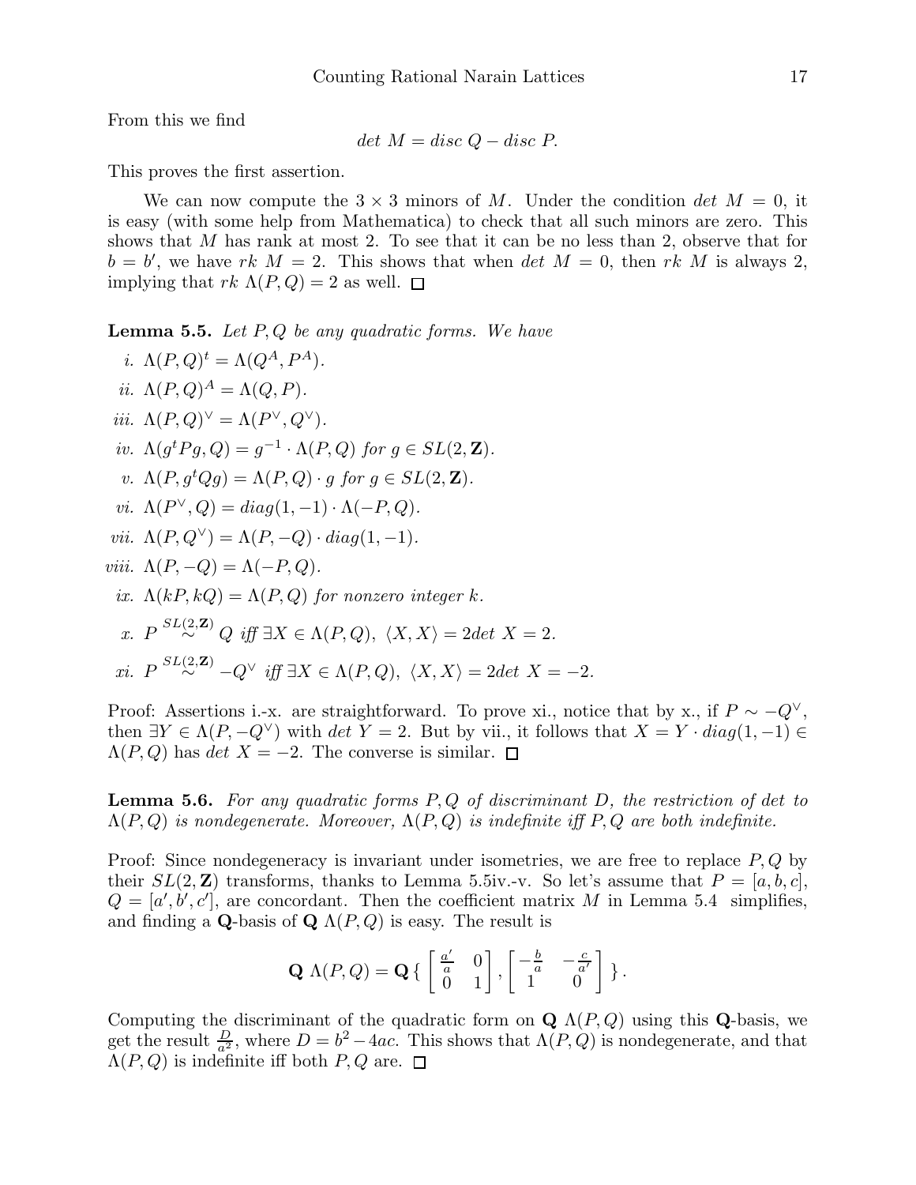From this we find

$$det\ M = disc\ Q - disc\ P.$$

This proves the first assertion.

We can now compute the $3 \times 3$ minors of $M$. Under the condition $det\ M = 0$, it is easy (with some help from Mathematica) to check that all such minors are zero. This shows that $M$ has rank at most 2. To see that it can be no less than 2, observe that for $b = b'$, we have $rk\ M = 2$. This shows that when $det\ M = 0$, then $rk\ M$ is always 2, implying that $rk\ \Lambda(P,Q) = 2$ as well. □

**Lemma 5.5.** *Let $P, Q$ be any quadratic forms. We have*

*i.* $\Lambda(P,Q)^t = \Lambda(Q^A, P^A)$.

*ii.* $\Lambda(P,Q)^A = \Lambda(Q,P)$.

*iii.* $\Lambda(P,Q)^\vee = \Lambda(P^\vee, Q^\vee)$.

*iv.* $\Lambda(g^t P g, Q) = g^{-1} \cdot \Lambda(P,Q)$ *for* $g \in SL(2,\mathbf{Z})$.

*v.* $\Lambda(P, g^t Q g) = \Lambda(P,Q) \cdot g$ *for* $g \in SL(2,\mathbf{Z})$.

*vi.* $\Lambda(P^\vee, Q) = diag(1,-1) \cdot \Lambda(-P,Q)$.

*vii.* $\Lambda(P, Q^\vee) = \Lambda(P,-Q) \cdot diag(1,-1)$.

*viii.* $\Lambda(P,-Q) = \Lambda(-P,Q)$.

*ix.* $\Lambda(kP, kQ) = \Lambda(P,Q)$ *for nonzero integer* $k$.

*x.* $P \overset{SL(2,\mathbf{Z})}{\sim} Q$ *iff* $\exists X \in \Lambda(P,Q),\ \langle X, X\rangle = 2det\ X = 2$.

*xi.* $P \overset{SL(2,\mathbf{Z})}{\sim} -Q^\vee$ *iff* $\exists X \in \Lambda(P,Q),\ \langle X, X\rangle = 2det\ X = -2$.

Proof: Assertions i.-x. are straightforward. To prove xi., notice that by x., if $P \sim -Q^\vee$, then $\exists Y \in \Lambda(P, -Q^\vee)$ with $det\ Y = 2$. But by vii., it follows that $X = Y \cdot diag(1,-1) \in \Lambda(P,Q)$ has $det\ X = -2$. The converse is similar. □

**Lemma 5.6.** *For any quadratic forms $P, Q$ of discriminant $D$, the restriction of det to $\Lambda(P,Q)$ is nondegenerate. Moreover, $\Lambda(P,Q)$ is indefinite iff $P, Q$ are both indefinite.*

Proof: Since nondegeneracy is invariant under isometries, we are free to replace $P, Q$ by their $SL(2,\mathbf{Z})$ transforms, thanks to Lemma 5.5iv.-v. So let's assume that $P = [a,b,c]$, $Q = [a', b', c']$, are concordant. Then the coefficient matrix $M$ in Lemma 5.4 simplifies, and finding a $\mathbf{Q}$-basis of $\mathbf{Q}\ \Lambda(P,Q)$ is easy. The result is

$$\mathbf{Q}\ \Lambda(P,Q) = \mathbf{Q}\left\{ \begin{bmatrix} \frac{a'}{a} & 0 \\ 0 & 1 \end{bmatrix}, \begin{bmatrix} -\frac{b}{a} & -\frac{c}{a'} \\ 1 & 0 \end{bmatrix} \right\}.$$

Computing the discriminant of the quadratic form on $\mathbf{Q}\ \Lambda(P,Q)$ using this $\mathbf{Q}$-basis, we get the result $\frac{D}{a^2}$, where $D = b^2 - 4ac$. This shows that $\Lambda(P,Q)$ is nondegenerate, and that $\Lambda(P,Q)$ is indefinite iff both $P, Q$ are. □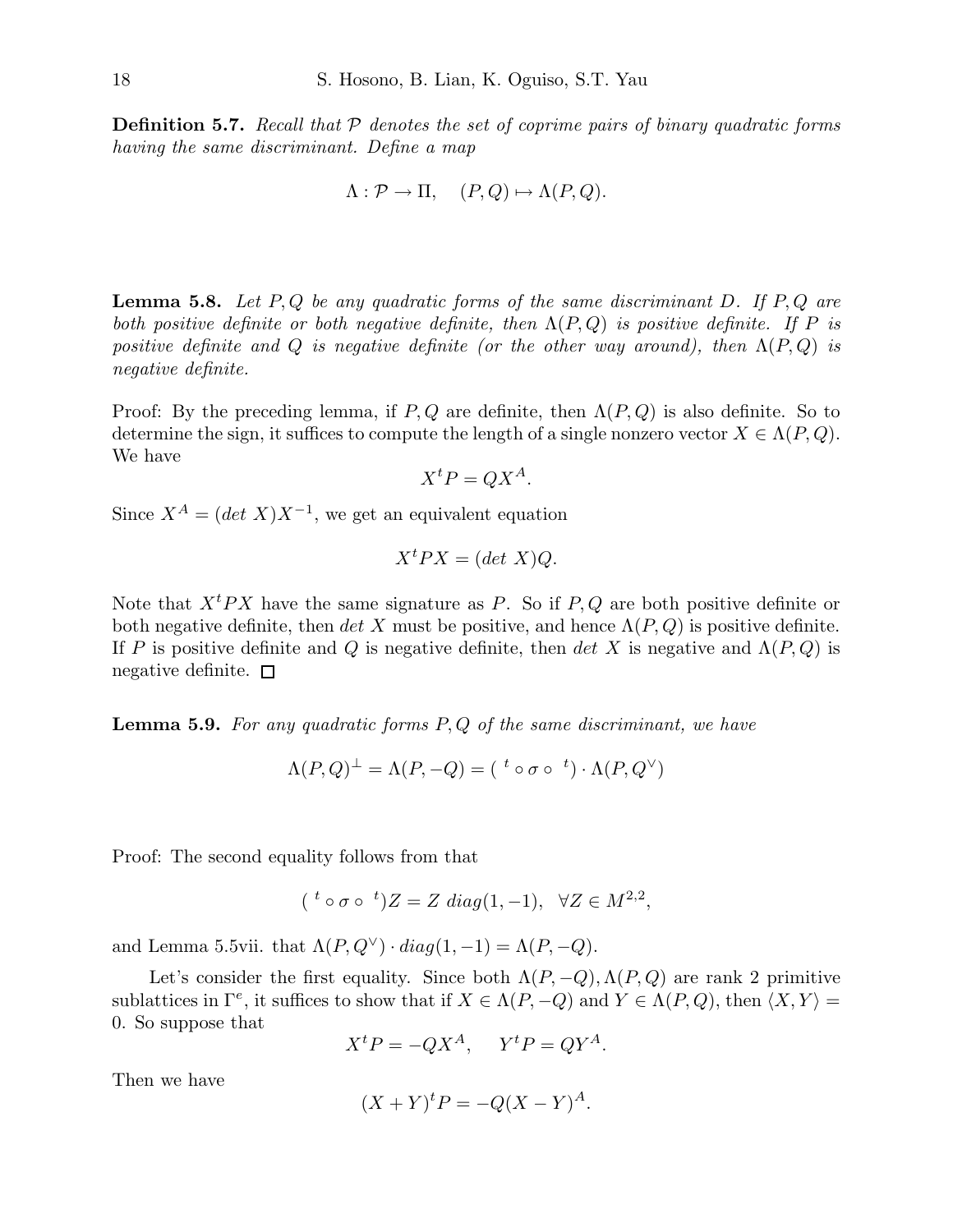**Definition 5.7.** *Recall that $\mathcal{P}$ denotes the set of coprime pairs of binary quadratic forms having the same discriminant. Define a map*

$$\Lambda : \mathcal{P} \to \Pi, \quad (P, Q) \mapsto \Lambda(P, Q).$$

**Lemma 5.8.** *Let $P, Q$ be any quadratic forms of the same discriminant $D$. If $P, Q$ are both positive definite or both negative definite, then $\Lambda(P, Q)$ is positive definite. If $P$ is positive definite and $Q$ is negative definite (or the other way around), then $\Lambda(P, Q)$ is negative definite.*

Proof: By the preceding lemma, if $P, Q$ are definite, then $\Lambda(P, Q)$ is also definite. So to determine the sign, it suffices to compute the length of a single nonzero vector $X \in \Lambda(P, Q)$. We have

$$X^t P = Q X^A.$$

Since $X^A = (det\ X) X^{-1}$, we get an equivalent equation

$$X^t P X = (det\ X) Q.$$

Note that $X^t P X$ have the same signature as $P$. So if $P, Q$ are both positive definite or both negative definite, then $det\ X$ must be positive, and hence $\Lambda(P, Q)$ is positive definite. If $P$ is positive definite and $Q$ is negative definite, then $det\ X$ is negative and $\Lambda(P, Q)$ is negative definite. $\square$

**Lemma 5.9.** *For any quadratic forms $P, Q$ of the same discriminant, we have*

$$\Lambda(P, Q)^\perp = \Lambda(P, -Q) = ({}^t \circ \sigma \circ {}^t) \cdot \Lambda(P, Q^\vee)$$

Proof: The second equality follows from that

$$({}^t \circ \sigma \circ {}^t) Z = Z\ diag(1, -1), \quad \forall Z \in M^{2,2},$$

and Lemma 5.5vii. that $\Lambda(P, Q^\vee) \cdot diag(1, -1) = \Lambda(P, -Q)$.

Let's consider the first equality. Since both $\Lambda(P, -Q), \Lambda(P, Q)$ are rank 2 primitive sublattices in $\Gamma^e$, it suffices to show that if $X \in \Lambda(P, -Q)$ and $Y \in \Lambda(P, Q)$, then $\langle X, Y \rangle = 0$. So suppose that

$$X^t P = -Q X^A, \quad Y^t P = Q Y^A.$$

Then we have

$$(X + Y)^t P = -Q(X - Y)^A.$$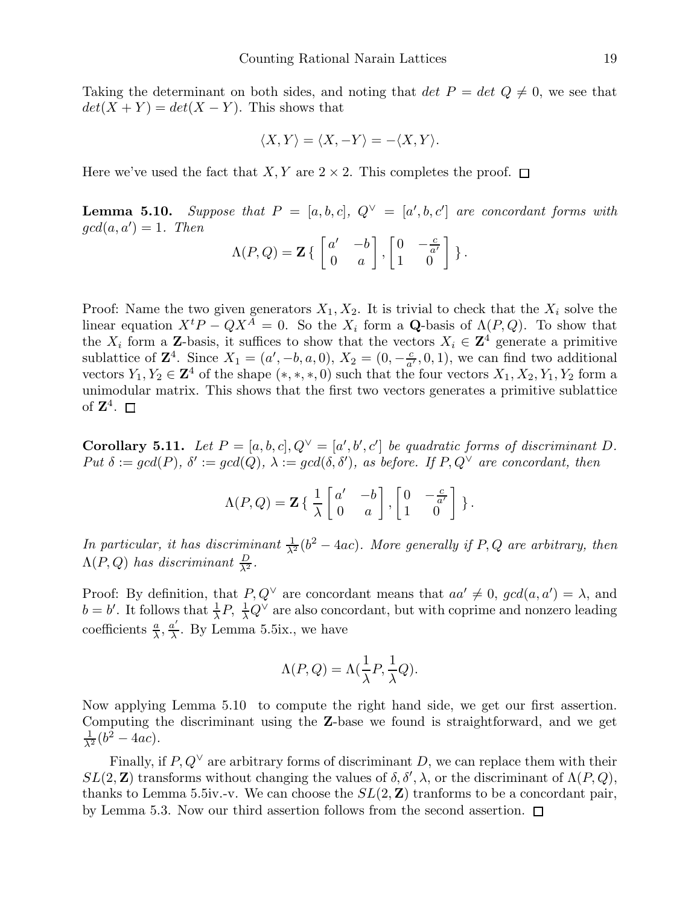Taking the determinant on both sides, and noting that $det\ P = det\ Q \neq 0$, we see that $det(X+Y) = det(X-Y)$. This shows that

$$\langle X, Y\rangle = \langle X, -Y\rangle = -\langle X, Y\rangle.$$

Here we've used the fact that $X, Y$ are $2\times 2$. This completes the proof. $\square$

**Lemma 5.10.** *Suppose that $P = [a,b,c]$, $Q^\vee = [a',b,c']$ are concordant forms with $gcd(a,a') = 1$. Then*

$$\Lambda(P,Q) = \mathbf{Z}\left\{ \begin{bmatrix} a' & -b \\ 0 & a \end{bmatrix}, \begin{bmatrix} 0 & -\frac{c}{a'} \\ 1 & 0 \end{bmatrix} \right\}.$$

Proof: Name the two given generators $X_1, X_2$. It is trivial to check that the $X_i$ solve the linear equation $X^tP - QX^A = 0$. So the $X_i$ form a $\mathbf{Q}$-basis of $\Lambda(P,Q)$. To show that the $X_i$ form a $\mathbf{Z}$-basis, it suffices to show that the vectors $X_i \in \mathbf{Z}^4$ generate a primitive sublattice of $\mathbf{Z}^4$. Since $X_1 = (a', -b, a, 0)$, $X_2 = (0, -\frac{c}{a'}, 0, 1)$, we can find two additional vectors $Y_1, Y_2 \in \mathbf{Z}^4$ of the shape $(*,*,*,0)$ such that the four vectors $X_1, X_2, Y_1, Y_2$ form a unimodular matrix. This shows that the first two vectors generates a primitive sublattice of $\mathbf{Z}^4$. $\square$

**Corollary 5.11.** *Let $P = [a,b,c], Q^\vee = [a',b',c']$ be quadratic forms of discriminant $D$. Put $\delta := gcd(P)$, $\delta' := gcd(Q)$, $\lambda := gcd(\delta,\delta')$, as before. If $P, Q^\vee$ are concordant, then*

$$\Lambda(P,Q) = \mathbf{Z}\left\{ \frac{1}{\lambda}\begin{bmatrix} a' & -b \\ 0 & a \end{bmatrix}, \begin{bmatrix} 0 & -\frac{c}{a'} \\ 1 & 0 \end{bmatrix} \right\}.$$

*In particular, it has discriminant $\frac{1}{\lambda^2}(b^2 - 4ac)$. More generally if $P, Q$ are arbitrary, then $\Lambda(P,Q)$ has discriminant $\frac{D}{\lambda^2}$.*

Proof: By definition, that $P, Q^\vee$ are concordant means that $aa' \neq 0$, $gcd(a,a') = \lambda$, and $b = b'$. It follows that $\frac{1}{\lambda}P$, $\frac{1}{\lambda}Q^\vee$ are also concordant, but with coprime and nonzero leading coefficients $\frac{a}{\lambda}, \frac{a'}{\lambda}$. By Lemma 5.5ix., we have

$$\Lambda(P,Q) = \Lambda(\frac{1}{\lambda}P, \frac{1}{\lambda}Q).$$

Now applying Lemma 5.10 to compute the right hand side, we get our first assertion. Computing the discriminant using the $\mathbf{Z}$-base we found is straightforward, and we get $\frac{1}{\lambda^2}(b^2 - 4ac)$.

Finally, if $P, Q^\vee$ are arbitrary forms of discriminant $D$, we can replace them with their $SL(2,\mathbf{Z})$ transforms without changing the values of $\delta, \delta', \lambda$, or the discriminant of $\Lambda(P,Q)$, thanks to Lemma 5.5iv.-v. We can choose the $SL(2,\mathbf{Z})$ tranforms to be a concordant pair, by Lemma 5.3. Now our third assertion follows from the second assertion. $\square$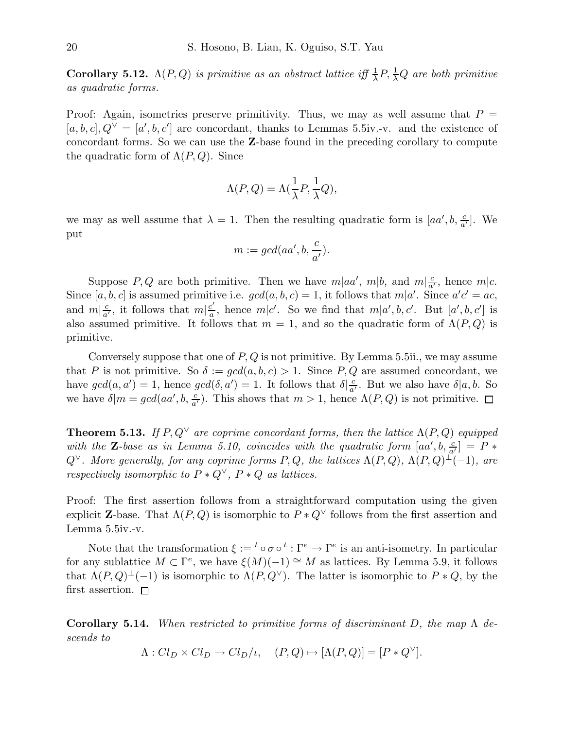**Corollary 5.12.** *$\Lambda(P,Q)$ is primitive as an abstract lattice iff $\frac{1}{\lambda}P, \frac{1}{\lambda}Q$ are both primitive as quadratic forms.*

Proof: Again, isometries preserve primitivity. Thus, we may as well assume that $P = [a,b,c], Q^\vee = [a',b,c']$ are concordant, thanks to Lemmas 5.5iv.-v. and the existence of concordant forms. So we can use the **Z**-base found in the preceding corollary to compute the quadratic form of $\Lambda(P,Q)$. Since

$$\Lambda(P,Q) = \Lambda(\frac{1}{\lambda}P, \frac{1}{\lambda}Q),$$

we may as well assume that $\lambda = 1$. Then the resulting quadratic form is $[aa', b, \frac{c}{a'}]$. We put

$$m := gcd(aa', b, \frac{c}{a'}).$$

Suppose $P, Q$ are both primitive. Then we have $m|aa'$, $m|b$, and $m|\frac{c}{a'}$, hence $m|c$. Since $[a,b,c]$ is assumed primitive i.e. $gcd(a,b,c) = 1$, it follows that $m|a'$. Since $a'c' = ac$, and $m|\frac{c}{a'}$, it follows that $m|\frac{c'}{a}$, hence $m|c'$. So we find that $m|a', b, c'$. But $[a',b,c']$ is also assumed primitive. It follows that $m = 1$, and so the quadratic form of $\Lambda(P,Q)$ is primitive.

Conversely suppose that one of $P, Q$ is not primitive. By Lemma 5.5ii., we may assume that $P$ is not primitive. So $\delta := gcd(a,b,c) > 1$. Since $P, Q$ are assumed concordant, we have $gcd(a,a') = 1$, hence $gcd(\delta, a') = 1$. It follows that $\delta|\frac{c}{a'}$. But we also have $\delta|a, b$. So we have $\delta|m = gcd(aa', b, \frac{c}{a'})$. This shows that $m > 1$, hence $\Lambda(P,Q)$ is not primitive. $\square$

**Theorem 5.13.** *If $P, Q^\vee$ are coprime concordant forms, then the lattice $\Lambda(P,Q)$ equipped with the **Z**-base as in Lemma 5.10, coincides with the quadratic form $[aa', b, \frac{c}{a'}] = P * Q^\vee$. More generally, for any coprime forms $P, Q$, the lattices $\Lambda(P,Q)$, $\Lambda(P,Q)^\perp(-1)$, are respectively isomorphic to $P * Q^\vee$, $P * Q$ as lattices.*

Proof: The first assertion follows from a straightforward computation using the given explicit **Z**-base. That $\Lambda(P,Q)$ is isomorphic to $P * Q^\vee$ follows from the first assertion and Lemma 5.5iv.-v.

Note that the transformation $\xi := {}^t \circ \sigma \circ {}^t : \Gamma^e \to \Gamma^e$ is an anti-isometry. In particular for any sublattice $M \subset \Gamma^e$, we have $\xi(M)(-1) \cong M$ as lattices. By Lemma 5.9, it follows that $\Lambda(P,Q)^\perp(-1)$ is isomorphic to $\Lambda(P, Q^\vee)$. The latter is isomorphic to $P * Q$, by the first assertion. $\square$

**Corollary 5.14.** *When restricted to primitive forms of discriminant $D$, the map $\Lambda$ descends to*

$$\Lambda : Cl_D \times Cl_D \to Cl_D/\iota, \quad (P,Q) \mapsto [\Lambda(P,Q)] = [P * Q^\vee].$$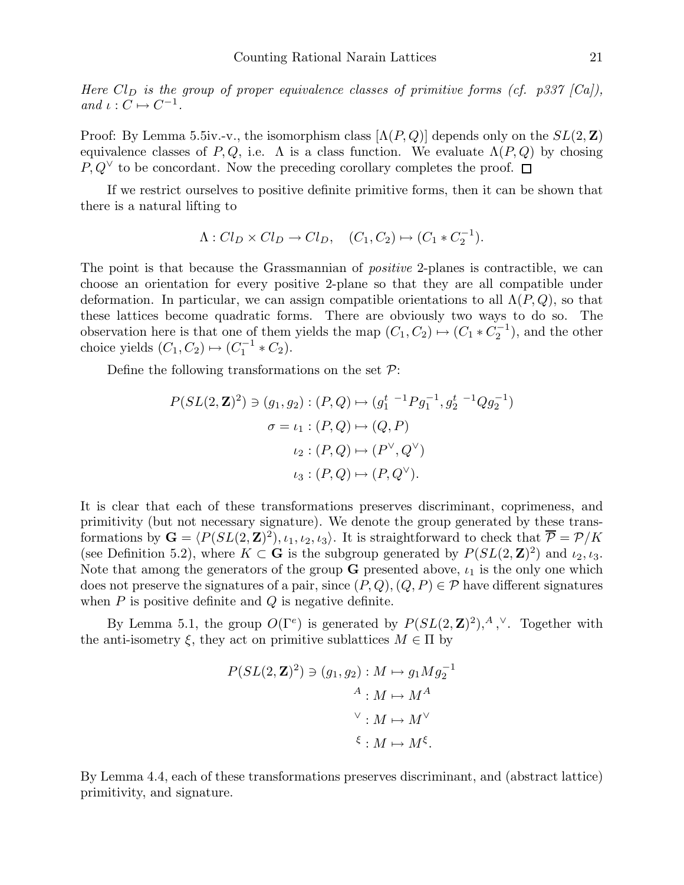*Here $Cl_D$ is the group of proper equivalence classes of primitive forms (cf. p337 [Ca]), and $\iota : C \mapsto C^{-1}$.*

Proof: By Lemma 5.5iv.-v., the isomorphism class $[\Lambda(P,Q)]$ depends only on the $SL(2,\mathbf{Z})$ equivalence classes of $P, Q$, i.e. $\Lambda$ is a class function. We evaluate $\Lambda(P,Q)$ by chosing $P, Q^\vee$ to be concordant. Now the preceding corollary completes the proof. $\square$

If we restrict ourselves to positive definite primitive forms, then it can be shown that there is a natural lifting to

$$\Lambda : Cl_D \times Cl_D \to Cl_D, \quad (C_1, C_2) \mapsto (C_1 * C_2^{-1}).$$

The point is that because the Grassmannian of *positive* 2-planes is contractible, we can choose an orientation for every positive 2-plane so that they are all compatible under deformation. In particular, we can assign compatible orientations to all $\Lambda(P,Q)$, so that these lattices become quadratic forms. There are obviously two ways to do so. The observation here is that one of them yields the map $(C_1, C_2) \mapsto (C_1 * C_2^{-1})$, and the other choice yields $(C_1, C_2) \mapsto (C_1^{-1} * C_2)$.

Define the following transformations on the set $\mathcal{P}$:

$$\begin{aligned}
P(SL(2,\mathbf{Z})^2) \ni (g_1, g_2) &: (P,Q) \mapsto (g_1^{t\ -1} P g_1^{-1}, g_2^{t\ -1} Q g_2^{-1}) \\
\sigma = \iota_1 &: (P,Q) \mapsto (Q,P) \\
\iota_2 &: (P,Q) \mapsto (P^\vee, Q^\vee) \\
\iota_3 &: (P,Q) \mapsto (P, Q^\vee).
\end{aligned}$$

It is clear that each of these transformations preserves discriminant, coprimeness, and primitivity (but not necessary signature). We denote the group generated by these transformations by $\mathbf{G} = \langle P(SL(2,\mathbf{Z})^2), \iota_1, \iota_2, \iota_3 \rangle$. It is straightforward to check that $\overline{\mathcal{P}} = \mathcal{P}/K$ (see Definition 5.2), where $K \subset \mathbf{G}$ is the subgroup generated by $P(SL(2,\mathbf{Z})^2)$ and $\iota_2, \iota_3$. Note that among the generators of the group $\mathbf{G}$ presented above, $\iota_1$ is the only one which does not preserve the signatures of a pair, since $(P,Q), (Q,P) \in \mathcal{P}$ have different signatures when $P$ is positive definite and $Q$ is negative definite.

By Lemma 5.1, the group $O(\Gamma^e)$ is generated by $P(SL(2,\mathbf{Z})^2), {}^A, {}^\vee$. Together with the anti-isometry $\xi$, they act on primitive sublattices $M \in \Pi$ by

$$\begin{aligned}
P(SL(2,\mathbf{Z})^2) \ni (g_1, g_2) &: M \mapsto g_1 M g_2^{-1} \\
{}^A &: M \mapsto M^A \\
{}^\vee &: M \mapsto M^\vee \\
{}^\xi &: M \mapsto M^\xi.
\end{aligned}$$

By Lemma 4.4, each of these transformations preserves discriminant, and (abstract lattice) primitivity, and signature.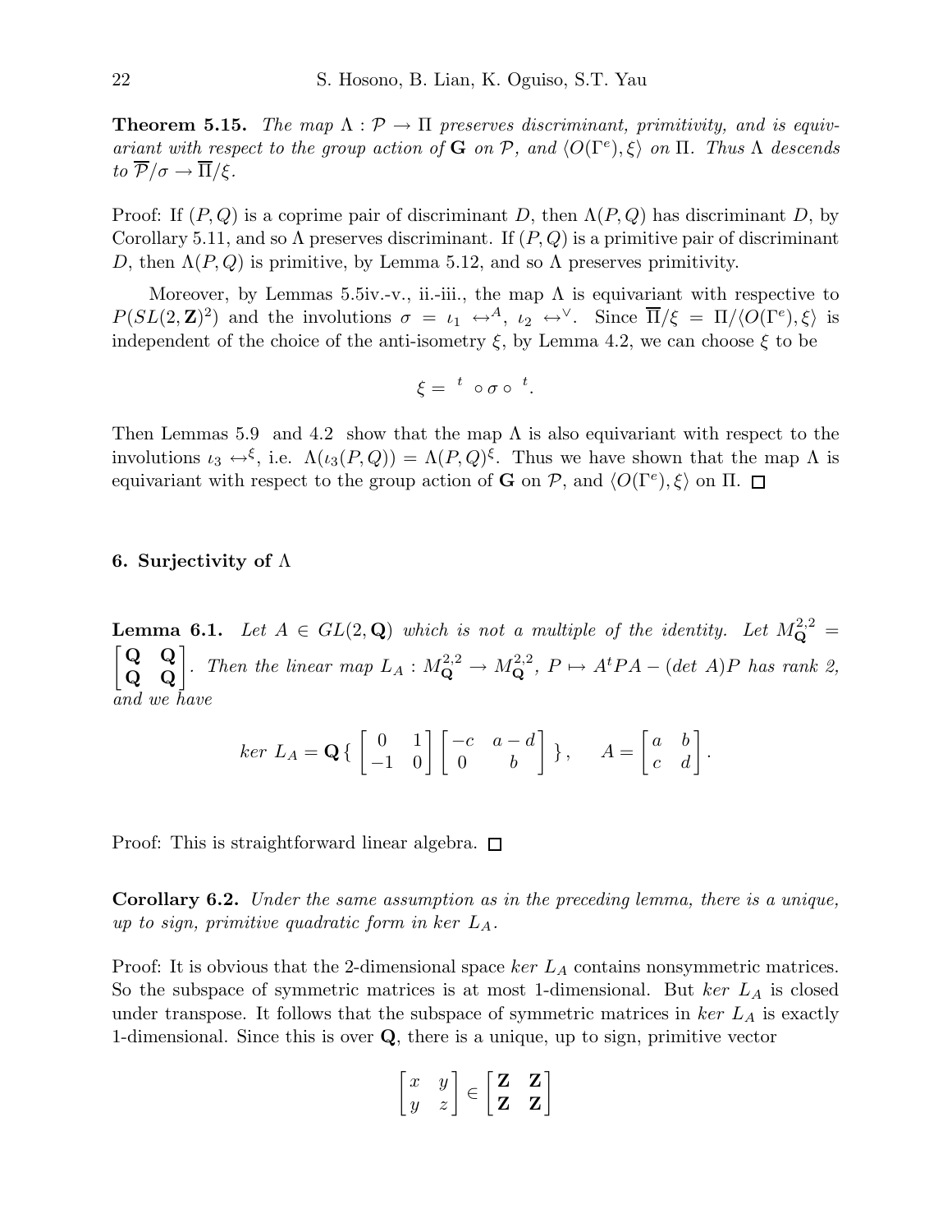**Theorem 5.15.** *The map $\Lambda : \mathcal{P} \to \Pi$ preserves discriminant, primitivity, and is equivariant with respect to the group action of* $\mathbf{G}$ *on* $\mathcal{P}$, *and* $\langle O(\Gamma^e), \xi \rangle$ *on* $\Pi$. *Thus* $\Lambda$ *descends to* $\overline{\mathcal{P}}/\sigma \to \overline{\Pi}/\xi$.

Proof: If $(P, Q)$ is a coprime pair of discriminant $D$, then $\Lambda(P, Q)$ has discriminant $D$, by Corollary 5.11, and so $\Lambda$ preserves discriminant. If $(P, Q)$ is a primitive pair of discriminant $D$, then $\Lambda(P, Q)$ is primitive, by Lemma 5.12, and so $\Lambda$ preserves primitivity.

Moreover, by Lemmas 5.5iv.-v., ii.-iii., the map $\Lambda$ is equivariant with respective to $P(SL(2, \mathbf{Z})^2)$ and the involutions $\sigma = \iota_1 \leftrightarrow^A$, $\iota_2 \leftrightarrow^\vee$. Since $\overline{\Pi}/\xi = \Pi/\langle O(\Gamma^e), \xi \rangle$ is independent of the choice of the anti-isometry $\xi$, by Lemma 4.2, we can choose $\xi$ to be

$$\xi = {}^t \circ \sigma \circ {}^t.$$

Then Lemmas 5.9 and 4.2 show that the map $\Lambda$ is also equivariant with respect to the involutions $\iota_3 \leftrightarrow^\xi$, i.e. $\Lambda(\iota_3(P, Q)) = \Lambda(P, Q)^\xi$. Thus we have shown that the map $\Lambda$ is equivariant with respect to the group action of $\mathbf{G}$ on $\mathcal{P}$, and $\langle O(\Gamma^e), \xi \rangle$ on $\Pi$. $\square$

## 6. Surjectivity of $\Lambda$

**Lemma 6.1.** *Let $A \in GL(2, \mathbf{Q})$ which is not a multiple of the identity. Let* $M_{\mathbf{Q}}^{2,2} = \begin{bmatrix} \mathbf{Q} & \mathbf{Q} \\ \mathbf{Q} & \mathbf{Q} \end{bmatrix}$. *Then the linear map* $L_A : M_{\mathbf{Q}}^{2,2} \to M_{\mathbf{Q}}^{2,2}$, $P \mapsto A^t P A - (\det A) P$ *has rank 2, and we have*

$$ker\ L_A = \mathbf{Q}\{ \begin{bmatrix} 0 & 1 \\ -1 & 0 \end{bmatrix} \begin{bmatrix} -c & a-d \\ 0 & b \end{bmatrix} \}, \quad A = \begin{bmatrix} a & b \\ c & d \end{bmatrix}.$$

Proof: This is straightforward linear algebra. $\square$

**Corollary 6.2.** *Under the same assumption as in the preceding lemma, there is a unique, up to sign, primitive quadratic form in $ker\ L_A$.*

Proof: It is obvious that the 2-dimensional space $ker\ L_A$ contains nonsymmetric matrices. So the subspace of symmetric matrices is at most 1-dimensional. But $ker\ L_A$ is closed under transpose. It follows that the subspace of symmetric matrices in $ker\ L_A$ is exactly 1-dimensional. Since this is over $\mathbf{Q}$, there is a unique, up to sign, primitive vector

$$\begin{bmatrix} x & y \\ y & z \end{bmatrix} \in \begin{bmatrix} \mathbf{Z} & \mathbf{Z} \\ \mathbf{Z} & \mathbf{Z} \end{bmatrix}$$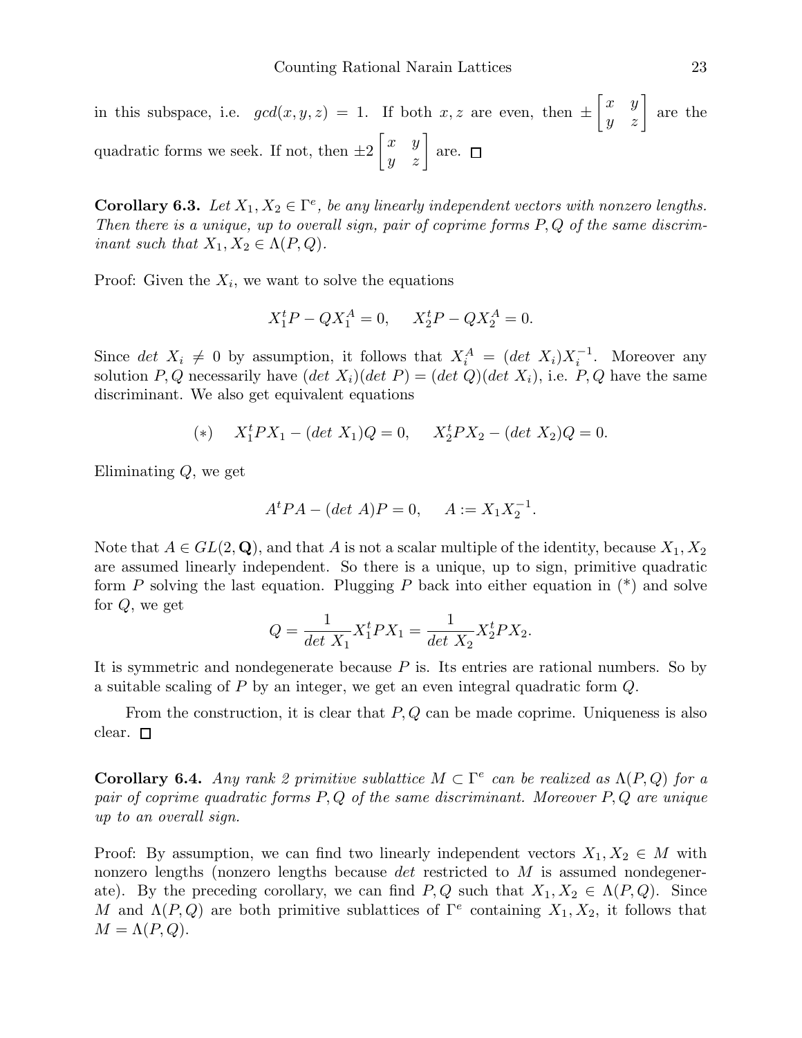in this subspace, i.e. $gcd(x, y, z) = 1$. If both $x, z$ are even, then $\pm \begin{bmatrix} x & y \\ y & z \end{bmatrix}$ are the quadratic forms we seek. If not, then $\pm 2 \begin{bmatrix} x & y \\ y & z \end{bmatrix}$ are. □

**Corollary 6.3.** *Let $X_1, X_2 \in \Gamma^e$, be any linearly independent vectors with nonzero lengths. Then there is a unique, up to overall sign, pair of coprime forms $P, Q$ of the same discriminant such that $X_1, X_2 \in \Lambda(P, Q)$.*

Proof: Given the $X_i$, we want to solve the equations

$$X_1^t P - Q X_1^A = 0, \quad X_2^t P - Q X_2^A = 0.$$

Since $det\ X_i \neq 0$ by assumption, it follows that $X_i^A = (det\ X_i) X_i^{-1}$. Moreover any solution $P, Q$ necessarily have $(det\ X_i)(det\ P) = (det\ Q)(det\ X_i)$, i.e. $P, Q$ have the same discriminant. We also get equivalent equations

$$(*) \quad X_1^t P X_1 - (det\ X_1) Q = 0, \quad X_2^t P X_2 - (det\ X_2) Q = 0.$$

Eliminating $Q$, we get

$$A^t P A - (det\ A) P = 0, \quad A := X_1 X_2^{-1}.$$

Note that $A \in GL(2, \mathbf{Q})$, and that $A$ is not a scalar multiple of the identity, because $X_1, X_2$ are assumed linearly independent. So there is a unique, up to sign, primitive quadratic form $P$ solving the last equation. Plugging $P$ back into either equation in (*) and solve for $Q$, we get

$$Q = \frac{1}{det\ X_1} X_1^t P X_1 = \frac{1}{det\ X_2} X_2^t P X_2.$$

It is symmetric and nondegenerate because $P$ is. Its entries are rational numbers. So by a suitable scaling of $P$ by an integer, we get an even integral quadratic form $Q$.

From the construction, it is clear that $P, Q$ can be made coprime. Uniqueness is also clear. □

**Corollary 6.4.** *Any rank 2 primitive sublattice $M \subset \Gamma^e$ can be realized as $\Lambda(P, Q)$ for a pair of coprime quadratic forms $P, Q$ of the same discriminant. Moreover $P, Q$ are unique up to an overall sign.*

Proof: By assumption, we can find two linearly independent vectors $X_1, X_2 \in M$ with nonzero lengths (nonzero lengths because *det* restricted to $M$ is assumed nondegenerate). By the preceding corollary, we can find $P, Q$ such that $X_1, X_2 \in \Lambda(P, Q)$. Since $M$ and $\Lambda(P, Q)$ are both primitive sublattices of $\Gamma^e$ containing $X_1, X_2$, it follows that $M = \Lambda(P, Q)$.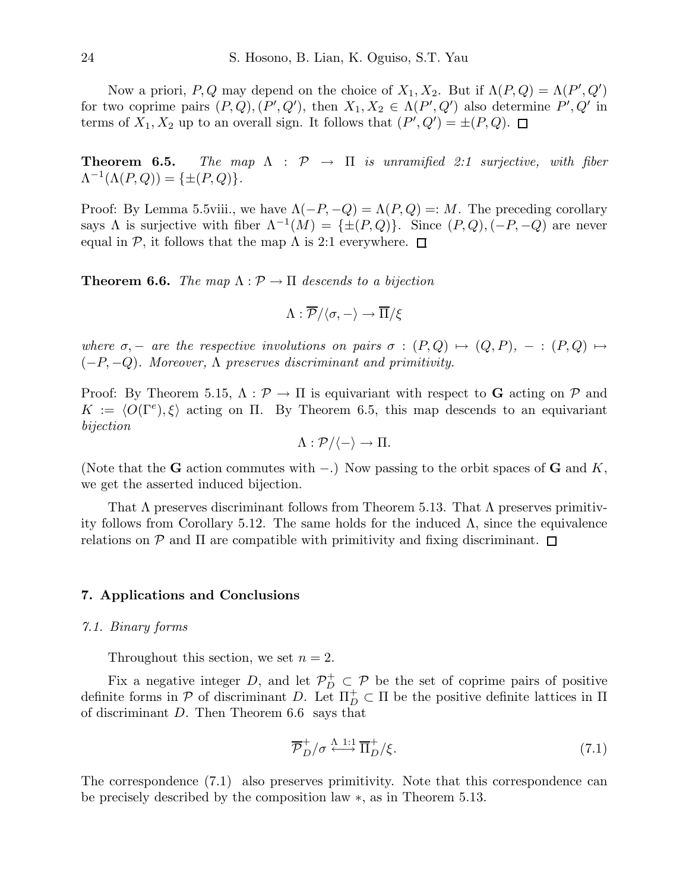Now a priori, $P, Q$ may depend on the choice of $X_1, X_2$. But if $\Lambda(P,Q) = \Lambda(P',Q')$ for two coprime pairs $(P,Q), (P',Q')$, then $X_1, X_2 \in \Lambda(P',Q')$ also determine $P', Q'$ in terms of $X_1, X_2$ up to an overall sign. It follows that $(P',Q') = \pm(P,Q)$. □

**Theorem 6.5.** *The map $\Lambda : \mathcal{P} \to \Pi$ is unramified 2:1 surjective, with fiber $\Lambda^{-1}(\Lambda(P,Q)) = \{\pm(P,Q)\}$.*

Proof: By Lemma 5.5viii., we have $\Lambda(-P,-Q) = \Lambda(P,Q) =: M$. The preceding corollary says $\Lambda$ is surjective with fiber $\Lambda^{-1}(M) = \{\pm(P,Q)\}$. Since $(P,Q), (-P,-Q)$ are never equal in $\mathcal{P}$, it follows that the map $\Lambda$ is 2:1 everywhere. □

**Theorem 6.6.** *The map $\Lambda : \mathcal{P} \to \Pi$ descends to a bijection*

$$\Lambda : \overline{\mathcal{P}}/\langle \sigma, - \rangle \to \overline{\Pi}/\xi$$

*where $\sigma, -$ are the respective involutions on pairs $\sigma : (P,Q) \mapsto (Q,P)$, $- : (P,Q) \mapsto (-P,-Q)$. Moreover, $\Lambda$ preserves discriminant and primitivity.*

Proof: By Theorem 5.15, $\Lambda : \mathcal{P} \to \Pi$ is equivariant with respect to $\mathbf{G}$ acting on $\mathcal{P}$ and $K := \langle O(\Gamma^e), \xi \rangle$ acting on $\Pi$. By Theorem 6.5, this map descends to an equivariant *bijection*

$$\Lambda : \mathcal{P}/\langle - \rangle \to \Pi.$$

(Note that the $\mathbf{G}$ action commutes with $-$.) Now passing to the orbit spaces of $\mathbf{G}$ and $K$, we get the asserted induced bijection.

That $\Lambda$ preserves discriminant follows from Theorem 5.13. That $\Lambda$ preserves primitivity follows from Corollary 5.12. The same holds for the induced $\Lambda$, since the equivalence relations on $\mathcal{P}$ and $\Pi$ are compatible with primitivity and fixing discriminant. □

## 7. Applications and Conclusions

### *7.1. Binary forms*

Throughout this section, we set $n = 2$.

Fix a negative integer $D$, and let $\mathcal{P}_D^+ \subset \mathcal{P}$ be the set of coprime pairs of positive definite forms in $\mathcal{P}$ of discriminant $D$. Let $\Pi_D^+ \subset \Pi$ be the positive definite lattices in $\Pi$ of discriminant $D$. Then Theorem 6.6 says that

$$\overline{\mathcal{P}}_D^+/\sigma \overset{\Lambda\ 1:1}{\longleftrightarrow} \overline{\Pi}_D^+/\xi. \tag{7.1}$$

The correspondence (7.1) also preserves primitivity. Note that this correspondence can be precisely described by the composition law $*$, as in Theorem 5.13.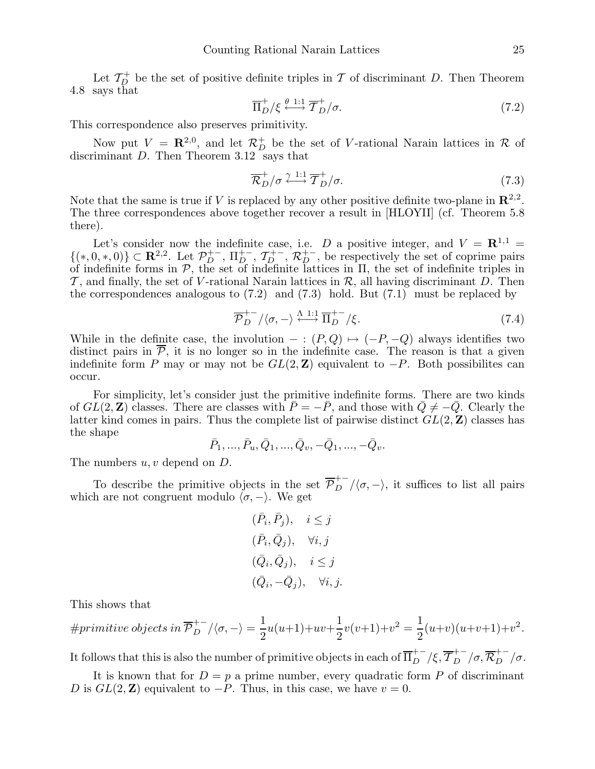Let $\mathcal{T}_D^+$ be the set of positive definite triples in $\mathcal{T}$ of discriminant $D$. Then Theorem 4.8 says that

$$\overline{\Pi}_D^+/\xi \overset{\theta\ 1:1}{\longleftrightarrow} \overline{\mathcal{T}}_D^+/\sigma. \tag{7.2}$$

This correspondence also preserves primitivity.

Now put $V = \mathbf{R}^{2,0}$, and let $\mathcal{R}_D^+$ be the set of $V$-rational Narain lattices in $\mathcal{R}$ of discriminant $D$. Then Theorem 3.12 says that

$$\overline{\mathcal{R}}_D^+/\sigma \overset{\gamma\ 1:1}{\longleftrightarrow} \overline{\mathcal{T}}_D^+/\sigma. \tag{7.3}$$

Note that the same is true if $V$ is replaced by any other positive definite two-plane in $\mathbf{R}^{2,2}$. The three correspondences above together recover a result in [HLOYII] (cf. Theorem 5.8 there).

Let's consider now the indefinite case, i.e. $D$ a positive integer, and $V = \mathbf{R}^{1,1} = \{(*,0,*,0)\} \subset \mathbf{R}^{2,2}$. Let $\mathcal{P}_D^{+-}$, $\Pi_D^{+-}$, $\mathcal{T}_D^{+-}$, $\mathcal{R}_D^{+-}$, be respectively the set of coprime pairs of indefinite forms in $\mathcal{P}$, the set of indefinite lattices in $\Pi$, the set of indefinite triples in $\mathcal{T}$, and finally, the set of $V$-rational Narain lattices in $\mathcal{R}$, all having discriminant $D$. Then the correspondences analogous to (7.2) and (7.3) hold. But (7.1) must be replaced by

$$\overline{\mathcal{P}}_D^{+-}/\langle\sigma,-\rangle \overset{\Lambda\ 1:1}{\longleftrightarrow} \overline{\Pi}_D^{+-}/\xi. \tag{7.4}$$

While in the definite case, the involution $- : (P,Q) \mapsto (-P,-Q)$ always identifies two distinct pairs in $\overline{\mathcal{P}}$, it is no longer so in the indefinite case. The reason is that a given indefinite form $P$ may or may not be $GL(2,\mathbf{Z})$ equivalent to $-P$. Both possibilites can occur.

For simplicity, let's consider just the primitive indefinite forms. There are two kinds of $GL(2,\mathbf{Z})$ classes. There are classes with $\bar{P} = -\bar{P}$, and those with $\bar{Q} \neq -\bar{Q}$. Clearly the latter kind comes in pairs. Thus the complete list of pairwise distinct $GL(2,\mathbf{Z})$ classes has the shape

$$\bar{P}_1, ..., \bar{P}_u, \bar{Q}_1, ..., \bar{Q}_v, -\bar{Q}_1, ..., -\bar{Q}_v.$$

The numbers $u, v$ depend on $D$.

To describe the primitive objects in the set $\overline{\mathcal{P}}_D^{+-}/\langle\sigma,-\rangle$, it suffices to list all pairs which are not congruent modulo $\langle\sigma,-\rangle$. We get

$$\begin{aligned}
&(\bar{P}_i, \bar{P}_j), \quad i \leq j \\
&(\bar{P}_i, \bar{Q}_j), \quad \forall i,j \\
&(\bar{Q}_i, \bar{Q}_j), \quad i \leq j \\
&(\bar{Q}_i, -\bar{Q}_j), \quad \forall i,j.
\end{aligned}$$

This shows that

$$\#\textit{primitive objects in } \overline{\mathcal{P}}_D^{+-}/\langle\sigma,-\rangle = \frac{1}{2}u(u+1) + uv + \frac{1}{2}v(v+1) + v^2 = \frac{1}{2}(u+v)(u+v+1) + v^2.$$

It follows that this is also the number of primitive objects in each of $\overline{\Pi}_D^{+-}/\xi, \overline{\mathcal{T}}_D^{+-}/\sigma, \overline{\mathcal{R}}_D^{+-}/\sigma$.

It is known that for $D = p$ a prime number, every quadratic form $P$ of discriminant $D$ is $GL(2,\mathbf{Z})$ equivalent to $-P$. Thus, in this case, we have $v = 0$.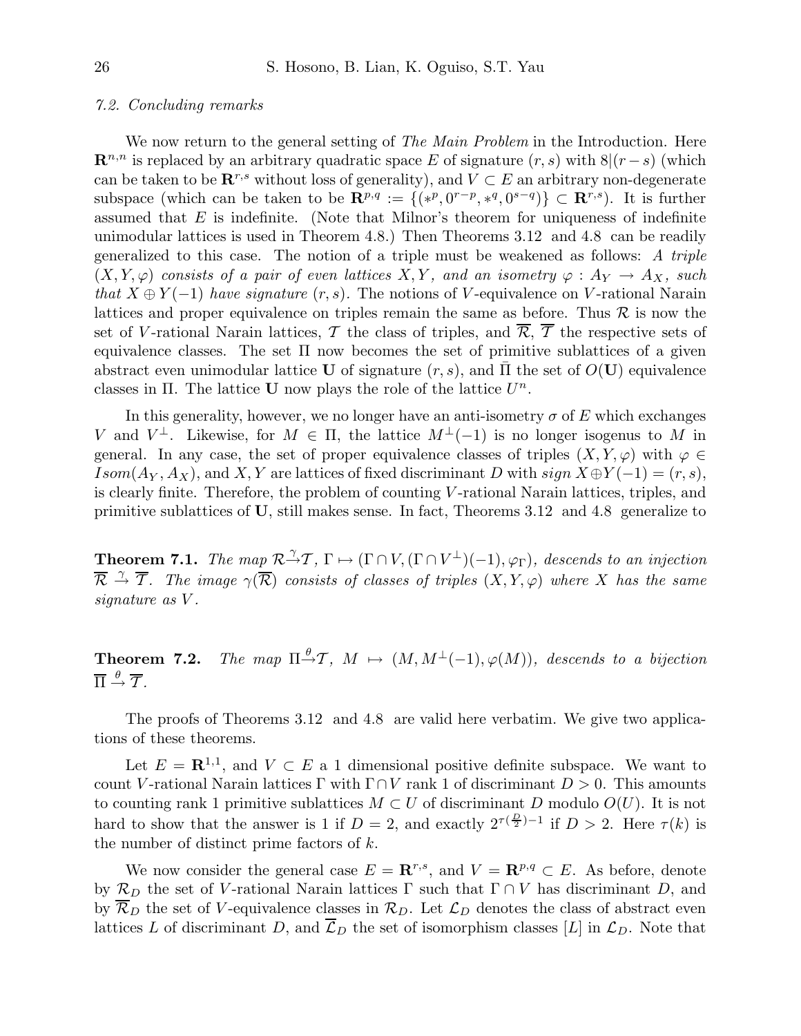*7.2. Concluding remarks*

We now return to the general setting of *The Main Problem* in the Introduction. Here $\mathbf{R}^{n,n}$ is replaced by an arbitrary quadratic space $E$ of signature $(r,s)$ with $8|(r-s)$ (which can be taken to be $\mathbf{R}^{r,s}$ without loss of generality), and $V \subset E$ an arbitrary non-degenerate subspace (which can be taken to be $\mathbf{R}^{p,q} := \{(*^p, 0^{r-p}, *^q, 0^{s-q})\} \subset \mathbf{R}^{r,s}$). It is further assumed that $E$ is indefinite. (Note that Milnor's theorem for uniqueness of indefinite unimodular lattices is used in Theorem 4.8.) Then Theorems 3.12 and 4.8 can be readily generalized to this case. The notion of a triple must be weakened as follows: *A triple $(X, Y, \varphi)$ consists of a pair of even lattices $X, Y$, and an isometry $\varphi : A_Y \to A_X$, such that $X \oplus Y(-1)$ have signature $(r,s)$.* The notions of $V$-equivalence on $V$-rational Narain lattices and proper equivalence on triples remain the same as before. Thus $\mathcal{R}$ is now the set of $V$-rational Narain lattices, $\mathcal{T}$ the class of triples, and $\overline{\mathcal{R}}$, $\overline{\mathcal{T}}$ the respective sets of equivalence classes. The set $\Pi$ now becomes the set of primitive sublattices of a given abstract even unimodular lattice $\mathbf{U}$ of signature $(r,s)$, and $\bar{\Pi}$ the set of $O(\mathbf{U})$ equivalence classes in $\Pi$. The lattice $\mathbf{U}$ now plays the role of the lattice $U^n$.

In this generality, however, we no longer have an anti-isometry $\sigma$ of $E$ which exchanges $V$ and $V^\perp$. Likewise, for $M \in \Pi$, the lattice $M^\perp(-1)$ is no longer isogenus to $M$ in general. In any case, the set of proper equivalence classes of triples $(X, Y, \varphi)$ with $\varphi \in Isom(A_Y, A_X)$, and $X, Y$ are lattices of fixed discriminant $D$ with $sign\ X \oplus Y(-1) = (r,s)$, is clearly finite. Therefore, the problem of counting $V$-rational Narain lattices, triples, and primitive sublattices of $\mathbf{U}$, still makes sense. In fact, Theorems 3.12 and 4.8 generalize to

**Theorem 7.1.** *The map $\mathcal{R} \overset{\gamma}{\to} \mathcal{T}$, $\Gamma \mapsto (\Gamma \cap V, (\Gamma \cap V^\perp)(-1), \varphi_\Gamma)$, descends to an injection $\overline{\mathcal{R}} \overset{\gamma}{\to} \overline{\mathcal{T}}$. The image $\gamma(\overline{\mathcal{R}})$ consists of classes of triples $(X, Y, \varphi)$ where $X$ has the same signature as $V$.*

**Theorem 7.2.** *The map $\Pi \overset{\theta}{\to} \mathcal{T}$, $M \mapsto (M, M^\perp(-1), \varphi(M))$, descends to a bijection $\overline{\Pi} \overset{\theta}{\to} \overline{\mathcal{T}}$.*

The proofs of Theorems 3.12 and 4.8 are valid here verbatim. We give two applications of these theorems.

Let $E = \mathbf{R}^{1,1}$, and $V \subset E$ a 1 dimensional positive definite subspace. We want to count $V$-rational Narain lattices $\Gamma$ with $\Gamma \cap V$ rank 1 of discriminant $D > 0$. This amounts to counting rank 1 primitive sublattices $M \subset U$ of discriminant $D$ modulo $O(U)$. It is not hard to show that the answer is 1 if $D = 2$, and exactly $2^{\tau(\frac{D}{2})-1}$ if $D > 2$. Here $\tau(k)$ is the number of distinct prime factors of $k$.

We now consider the general case $E = \mathbf{R}^{r,s}$, and $V = \mathbf{R}^{p,q} \subset E$. As before, denote by $\mathcal{R}_D$ the set of $V$-rational Narain lattices $\Gamma$ such that $\Gamma \cap V$ has discriminant $D$, and by $\overline{\mathcal{R}}_D$ the set of $V$-equivalence classes in $\mathcal{R}_D$. Let $\mathcal{L}_D$ denotes the class of abstract even lattices $L$ of discriminant $D$, and $\overline{\mathcal{L}}_D$ the set of isomorphism classes $[L]$ in $\mathcal{L}_D$. Note that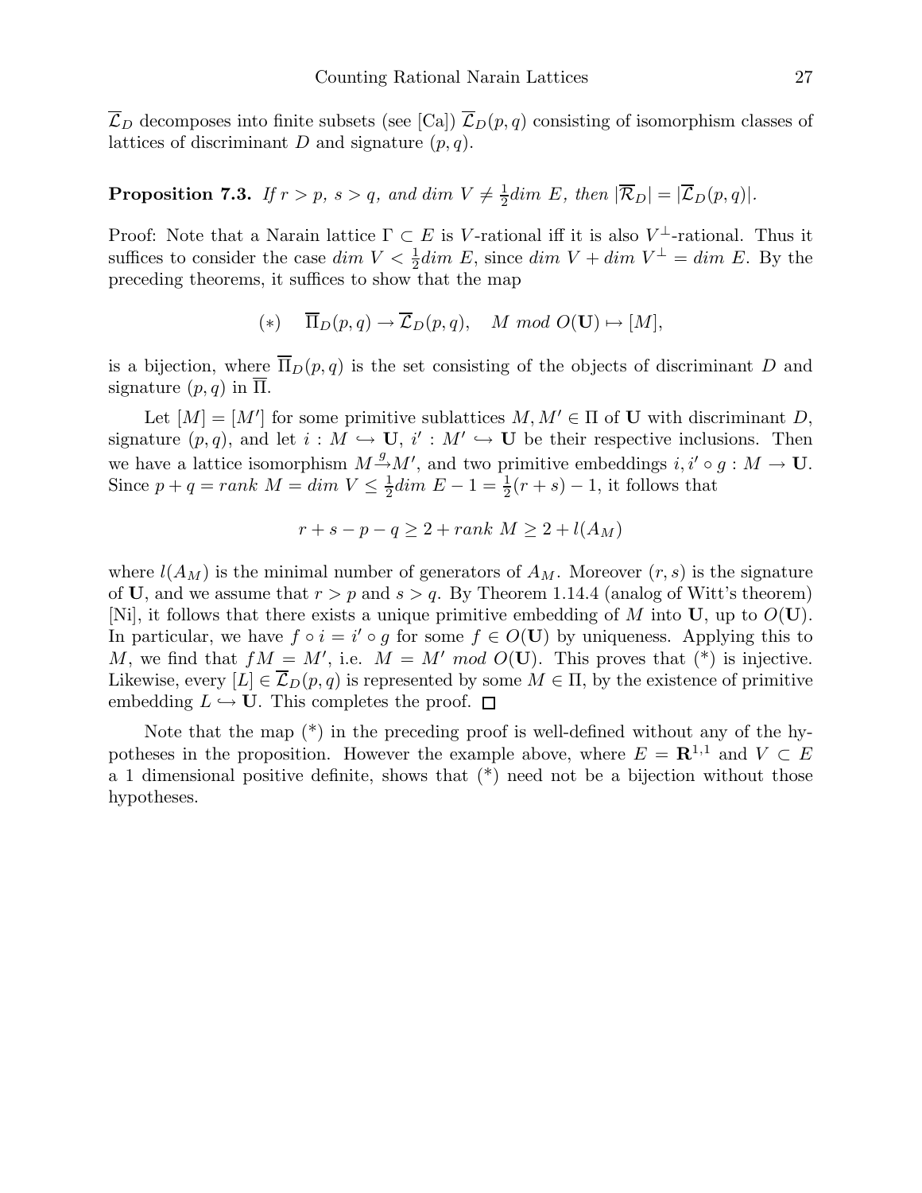$\overline{\mathcal{L}}_D$ decomposes into finite subsets (see [Ca]) $\overline{\mathcal{L}}_D(p,q)$ consisting of isomorphism classes of lattices of discriminant $D$ and signature $(p,q)$.

**Proposition 7.3.** *If $r > p$, $s > q$, and $dim\ V \neq \frac{1}{2} dim\ E$, then $|\overline{\mathcal{R}}_D| = |\overline{\mathcal{L}}_D(p,q)|$.*

Proof: Note that a Narain lattice $\Gamma \subset E$ is $V$-rational iff it is also $V^\perp$-rational. Thus it suffices to consider the case $dim\ V < \frac{1}{2} dim\ E$, since $dim\ V + dim\ V^\perp = dim\ E$. By the preceding theorems, it suffices to show that the map

$$(*) \quad \overline{\Pi}_D(p,q) \to \overline{\mathcal{L}}_D(p,q), \quad M\ mod\ O(\mathbf{U}) \mapsto [M],$$

is a bijection, where $\overline{\Pi}_D(p,q)$ is the set consisting of the objects of discriminant $D$ and signature $(p,q)$ in $\overline{\Pi}$.

Let $[M] = [M']$ for some primitive sublattices $M, M' \in \Pi$ of $\mathbf{U}$ with discriminant $D$, signature $(p,q)$, and let $i : M \hookrightarrow \mathbf{U}$, $i' : M' \hookrightarrow \mathbf{U}$ be their respective inclusions. Then we have a lattice isomorphism $M \xrightarrow{g} M'$, and two primitive embeddings $i, i' \circ g : M \to \mathbf{U}$. Since $p + q = rank\ M = dim\ V \leq \frac{1}{2} dim\ E - 1 = \frac{1}{2}(r+s) - 1$, it follows that

$$r + s - p - q \geq 2 + rank\ M \geq 2 + l(A_M)$$

where $l(A_M)$ is the minimal number of generators of $A_M$. Moreover $(r,s)$ is the signature of $\mathbf{U}$, and we assume that $r > p$ and $s > q$. By Theorem 1.14.4 (analog of Witt's theorem) [Ni], it follows that there exists a unique primitive embedding of $M$ into $\mathbf{U}$, up to $O(\mathbf{U})$. In particular, we have $f \circ i = i' \circ g$ for some $f \in O(\mathbf{U})$ by uniqueness. Applying this to $M$, we find that $fM = M'$, i.e. $M = M'\ mod\ O(\mathbf{U})$. This proves that (*) is injective. Likewise, every $[L] \in \overline{\mathcal{L}}_D(p,q)$ is represented by some $M \in \Pi$, by the existence of primitive embedding $L \hookrightarrow \mathbf{U}$. This completes the proof. □

Note that the map (*) in the preceding proof is well-defined without any of the hypotheses in the proposition. However the example above, where $E = \mathbf{R}^{1,1}$ and $V \subset E$ a 1 dimensional positive definite, shows that (*) need not be a bijection without those hypotheses.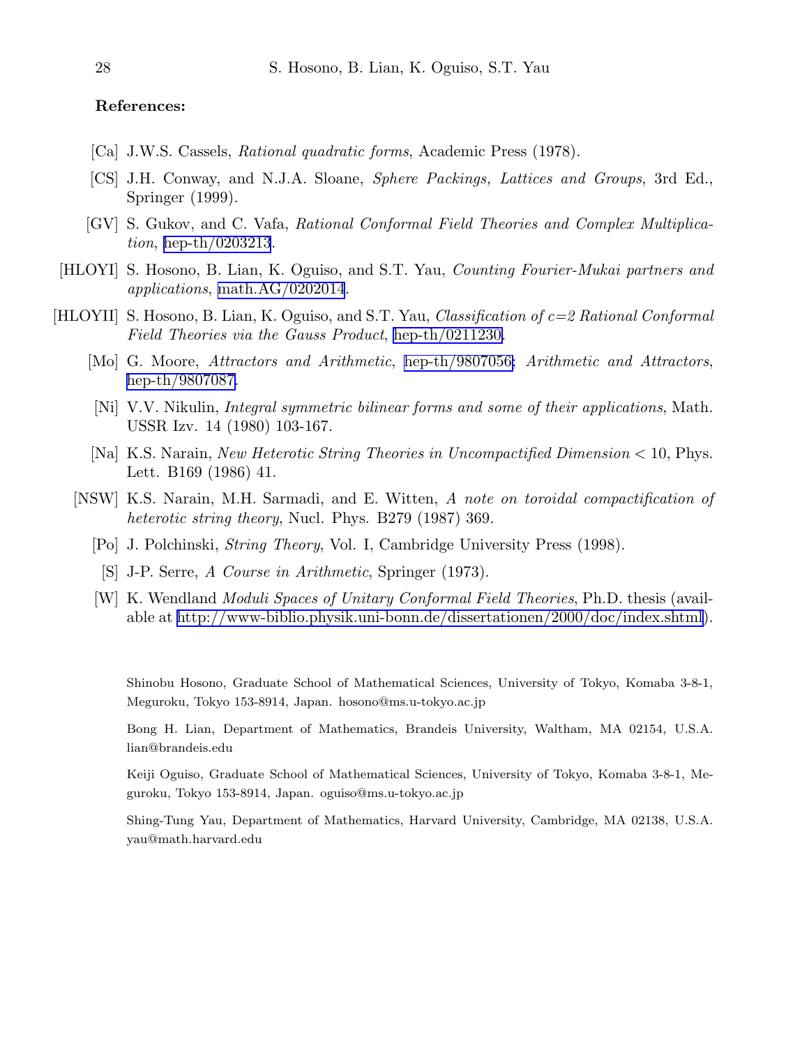**References:**

[Ca] J.W.S. Cassels, *Rational quadratic forms*, Academic Press (1978).

[CS] J.H. Conway, and N.J.A. Sloane, *Sphere Packings, Lattices and Groups*, 3rd Ed., Springer (1999).

[GV] S. Gukov, and C. Vafa, *Rational Conformal Field Theories and Complex Multiplication*, hep-th/0203213.

[HLOYI] S. Hosono, B. Lian, K. Oguiso, and S.T. Yau, *Counting Fourier-Mukai partners and applications*, math.AG/0202014.

[HLOYII] S. Hosono, B. Lian, K. Oguiso, and S.T. Yau, *Classification of c=2 Rational Conformal Field Theories via the Gauss Product*, hep-th/0211230.

[Mo] G. Moore, *Attractors and Arithmetic*, hep-th/9807056; *Arithmetic and Attractors*, hep-th/9807087.

[Ni] V.V. Nikulin, *Integral symmetric bilinear forms and some of their applications*, Math. USSR Izv. 14 (1980) 103-167.

[Na] K.S. Narain, *New Heterotic String Theories in Uncompactified Dimension* $< 10$, Phys. Lett. B169 (1986) 41.

[NSW] K.S. Narain, M.H. Sarmadi, and E. Witten, *A note on toroidal compactification of heterotic string theory*, Nucl. Phys. B279 (1987) 369.

[Po] J. Polchinski, *String Theory*, Vol. I, Cambridge University Press (1998).

[S] J-P. Serre, *A Course in Arithmetic*, Springer (1973).

[W] K. Wendland *Moduli Spaces of Unitary Conformal Field Theories*, Ph.D. thesis (available at http://www-biblio.physik.uni-bonn.de/dissertationen/2000/doc/index.shtml).

Shinobu Hosono, Graduate School of Mathematical Sciences, University of Tokyo, Komaba 3-8-1, Meguroku, Tokyo 153-8914, Japan. hosono@ms.u-tokyo.ac.jp

Bong H. Lian, Department of Mathematics, Brandeis University, Waltham, MA 02154, U.S.A. lian@brandeis.edu

Keiji Oguiso, Graduate School of Mathematical Sciences, University of Tokyo, Komaba 3-8-1, Meguroku, Tokyo 153-8914, Japan. oguiso@ms.u-tokyo.ac.jp

Shing-Tung Yau, Department of Mathematics, Harvard University, Cambridge, MA 02138, U.S.A. yau@math.harvard.edu